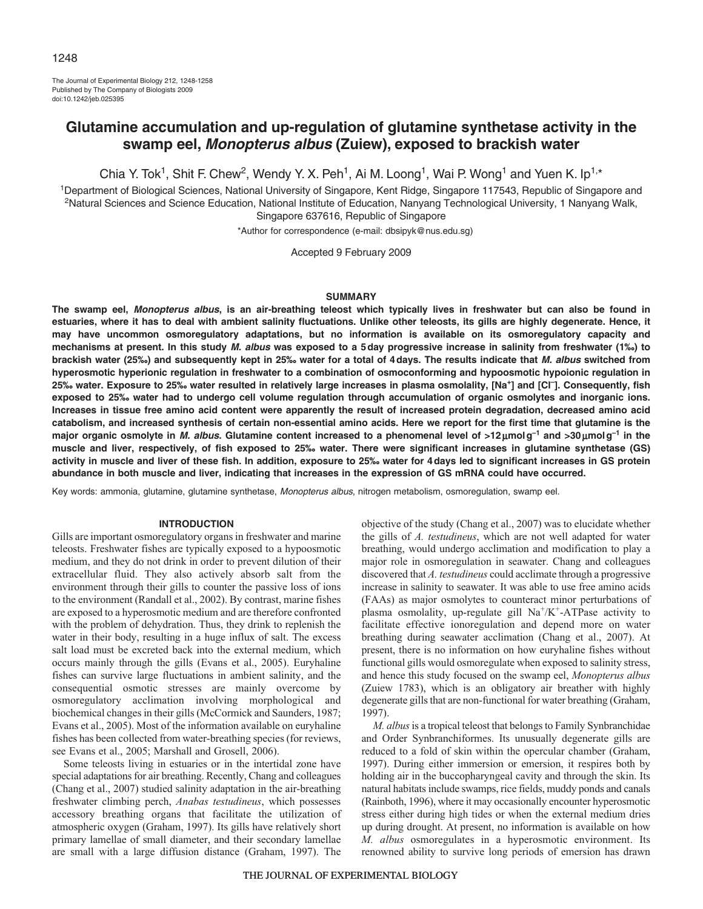# Glutamine accumulation and up-regulation of glutamine synthetase activity in the swamp eel, *Monopterus albus* (Zuiew), exposed to brackish water

Chia Y. Tok[1], Shit F. Chew[2], Wendy Y. X. Peh[1], Ai M. Loong[1], Wai P. Wong[1] and Yuen K. Ip[1,*]

[1]Department of Biological Sciences, National University of Singapore, Kent Ridge, Singapore 117543, Republic of Singapore and [2]Natural Sciences and Science Education, National Institute of Education, Nanyang Technological University, 1 Nanyang Walk, Singapore 637616, Republic of Singapore

*Author for correspondence (e-mail: dbsipyk@nus.edu.sg)

Accepted 9 February 2009

## SUMMARY

**The swamp eel, *Monopterus albus*, is an air-breathing teleost which typically lives in freshwater but can also be found in estuaries, where it has to deal with ambient salinity fluctuations. Unlike other teleosts, its gills are highly degenerate. Hence, it may have uncommon osmoregulatory adaptations, but no information is available on its osmoregulatory capacity and mechanisms at present. In this study *M. albus* was exposed to a 5 day progressive increase in salinity from freshwater (1‰) to brackish water (25‰) and subsequently kept in 25‰ water for a total of 4 days. The results indicate that *M. albus* switched from hyperosmotic hyperionic regulation in freshwater to a combination of osmoconforming and hypoosmotic hypoionic regulation in 25‰ water. Exposure to 25‰ water resulted in relatively large increases in plasma osmolality, [$Na^+$] and [$Cl^-$]. Consequently, fish exposed to 25‰ water had to undergo cell volume regulation through accumulation of organic osmolytes and inorganic ions. Increases in tissue free amino acid content were apparently the result of increased protein degradation, decreased amino acid catabolism, and increased synthesis of certain non-essential amino acids. Here we report for the first time that glutamine is the major organic osmolyte in *M. albus*. Glutamine content increased to a phenomenal level of >12 $\mu$mol $g^{-1}$ and >30 $\mu$mol $g^{-1}$ in the muscle and liver, respectively, of fish exposed to 25‰ water. There were significant increases in glutamine synthetase (GS) activity in muscle and liver of these fish. In addition, exposure to 25‰ water for 4 days led to significant increases in GS protein abundance in both muscle and liver, indicating that increases in the expression of GS mRNA could have occurred.**

Key words: ammonia, glutamine, glutamine synthetase, *Monopterus albus*, nitrogen metabolism, osmoregulation, swamp eel.

## INTRODUCTION

Gills are important osmoregulatory organs in freshwater and marine teleosts. Freshwater fishes are typically exposed to a hypoosmotic medium, and they do not drink in order to prevent dilution of their extracellular fluid. They also actively absorb salt from the environment through their gills to counter the passive loss of ions to the environment (Randall et al., 2002). By contrast, marine fishes are exposed to a hyperosmotic medium and are therefore confronted with the problem of dehydration. Thus, they drink to replenish the water in their body, resulting in a huge influx of salt. The excess salt load must be excreted back into the external medium, which occurs mainly through the gills (Evans et al., 2005). Euryhaline fishes can survive large fluctuations in ambient salinity, and the consequential osmotic stresses are mainly overcome by osmoregulatory acclimation involving morphological and biochemical changes in their gills (McCormick and Saunders, 1987; Evans et al., 2005). Most of the information available on euryhaline fishes has been collected from water-breathing species (for reviews, see Evans et al., 2005; Marshall and Grosell, 2006).

Some teleosts living in estuaries or in the intertidal zone have special adaptations for air breathing. Recently, Chang and colleagues (Chang et al., 2007) studied salinity adaptation in the air-breathing freshwater climbing perch, *Anabas testudineus*, which possesses accessory breathing organs that facilitate the utilization of atmospheric oxygen (Graham, 1997). Its gills have relatively short primary lamellae of small diameter, and their secondary lamellae are small with a large diffusion distance (Graham, 1997). The objective of the study (Chang et al., 2007) was to elucidate whether the gills of *A. testudineus*, which are not well adapted for water breathing, would undergo acclimation and modification to play a major role in osmoregulation in seawater. Chang and colleagues discovered that *A. testudineus* could acclimate through a progressive increase in salinity to seawater. It was able to use free amino acids (FAAs) as major osmolytes to counteract minor perturbations of plasma osmolality, up-regulate gill $Na^+/K^+$-ATPase activity to facilitate effective ionoregulation and depend more on water breathing during seawater acclimation (Chang et al., 2007). At present, there is no information on how euryhaline fishes without functional gills would osmoregulate when exposed to salinity stress, and hence this study focused on the swamp eel, *Monopterus albus* (Zuiew 1783), which is an obligatory air breather with highly degenerate gills that are non-functional for water breathing (Graham, 1997).

*M. albus* is a tropical teleost that belongs to Family Synbranchidae and Order Synbranchiformes. Its unusually degenerate gills are reduced to a fold of skin within the opercular chamber (Graham, 1997). During either immersion or emersion, it respires both by holding air in the buccopharyngeal cavity and through the skin. Its natural habitats include swamps, rice fields, muddy ponds and canals (Rainboth, 1996), where it may occasionally encounter hyperosmotic stress either during high tides or when the external medium dries up during drought. At present, no information is available on how *M. albus* osmoregulates in a hyperosmotic environment. Its renowned ability to survive long periods of emersion has drawn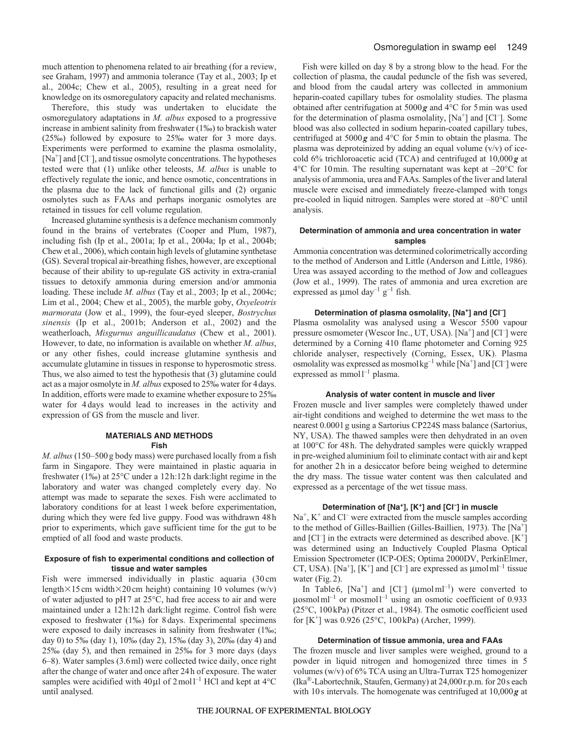much attention to phenomena related to air breathing (for a review, see Graham, 1997) and ammonia tolerance (Tay et al., 2003; Ip et al., 2004c; Chew et al., 2005), resulting in a great need for knowledge on its osmoregulatory capacity and related mechanisms.

Therefore, this study was undertaken to elucidate the osmoregulatory adaptations in *M. albus* exposed to a progressive increase in ambient salinity from freshwater (1‰) to brackish water (25‰) followed by exposure to 25‰ water for 3 more days. Experiments were performed to examine the plasma osmolality, $[Na^+]$ and $[Cl^-]$, and tissue osmolyte concentrations. The hypotheses tested were that (1) unlike other teleosts, *M. albus* is unable to effectively regulate the ionic, and hence osmotic, concentrations in the plasma due to the lack of functional gills and (2) organic osmolytes such as FAAs and perhaps inorganic osmolytes are retained in tissues for cell volume regulation.

Increased glutamine synthesis is a defence mechanism commonly found in the brains of vertebrates (Cooper and Plum, 1987), including fish (Ip et al., 2001a; Ip et al., 2004a; Ip et al., 2004b; Chew et al., 2006), which contain high levels of glutamine synthetase (GS). Several tropical air-breathing fishes, however, are exceptional because of their ability to up-regulate GS activity in extra-cranial tissues to detoxify ammonia during emersion and/or ammonia loading. These include *M. albus* (Tay et al., 2003; Ip et al., 2004c; Lim et al., 2004; Chew et al., 2005), the marble goby, *Oxyeleotris marmorata* (Jow et al., 1999), the four-eyed sleeper, *Bostrychus sinensis* (Ip et al., 2001b; Anderson et al., 2002) and the weatherloach, *Misgurnus anguillicaudatus* (Chew et al., 2001). However, to date, no information is available on whether *M. albus*, or any other fishes, could increase glutamine synthesis and accumulate glutamine in tissues in response to hyperosmotic stress. Thus, we also aimed to test the hypothesis that (3) glutamine could act as a major osmolyte in *M. albus* exposed to 25‰ water for 4 days. In addition, efforts were made to examine whether exposure to 25‰ water for 4 days would lead to increases in the activity and expression of GS from the muscle and liver.

## MATERIALS AND METHODS

### Fish

*M. albus* (150–500 g body mass) were purchased locally from a fish farm in Singapore. They were maintained in plastic aquaria in freshwater (1‰) at 25°C under a 12 h:12 h dark:light regime in the laboratory and water was changed completely every day. No attempt was made to separate the sexes. Fish were acclimated to laboratory conditions for at least 1 week before experimentation, during which they were fed live guppy. Food was withdrawn 48 h prior to experiments, which gave sufficient time for the gut to be emptied of all food and waste products.

### Exposure of fish to experimental conditions and collection of tissue and water samples

Fish were immersed individually in plastic aquaria (30 cm length×15 cm width×20 cm height) containing 10 volumes (w/v) of water adjusted to pH 7 at 25°C, had free access to air and were maintained under a 12 h:12 h dark:light regime. Control fish were exposed to freshwater (1‰) for 8 days. Experimental specimens were exposed to daily increases in salinity from freshwater (1‰; day 0) to 5‰ (day 1), 10‰ (day 2), 15‰ (day 3), 20‰ (day 4) and 25‰ (day 5), and then remained in 25‰ for 3 more days (days 6–8). Water samples (3.6 ml) were collected twice daily, once right after the change of water and once after 24 h of exposure. The water samples were acidified with 40 μl of 2 mol $l^{-1}$ HCl and kept at 4°C until analysed.

Fish were killed on day 8 by a strong blow to the head. For the collection of plasma, the caudal peduncle of the fish was severed, and blood from the caudal artery was collected in ammonium heparin-coated capillary tubes for osmolality studies. The plasma obtained after centrifugation at 5000 ***g*** and 4°C for 5 min was used for the determination of plasma osmolality, $[Na^+]$ and $[Cl^-]$. Some blood was also collected in sodium heparin-coated capillary tubes, centrifuged at 5000 ***g*** and 4°C for 5 min to obtain the plasma. The plasma was deproteinized by adding an equal volume (v/v) of ice-cold 6% trichloroacetic acid (TCA) and centrifuged at 10,000 ***g*** at 4°C for 10 min. The resulting supernatant was kept at –20°C for analysis of ammonia, urea and FAAs. Samples of the liver and lateral muscle were excised and immediately freeze-clamped with tongs pre-cooled in liquid nitrogen. Samples were stored at –80°C until analysis.

### Determination of ammonia and urea concentration in water samples

Ammonia concentration was determined colorimetrically according to the method of Anderson and Little (Anderson and Little, 1986). Urea was assayed according to the method of Jow and colleagues (Jow et al., 1999). The rates of ammonia and urea excretion are expressed as μmol $day^{-1}$ $g^{-1}$ fish.

### Determination of plasma osmolality, $[Na^+]$ and $[Cl^-]$

Plasma osmolality was analysed using a Wescor 5500 vapour pressure osmometer (Wescor Inc., UT, USA). $[Na^+]$ and $[Cl^-]$ were determined by a Corning 410 flame photometer and Corning 925 chloride analyser, respectively (Corning, Essex, UK). Plasma osmolality was expressed as mosmol $kg^{-1}$ while $[Na^+]$ and $[Cl^-]$ were expressed as mmol $l^{-1}$ plasma.

### Analysis of water content in muscle and liver

Frozen muscle and liver samples were completely thawed under air-tight conditions and weighed to determine the wet mass to the nearest 0.0001 g using a Sartorius CP224S mass balance (Sartorius, NY, USA). The thawed samples were then dehydrated in an oven at 100°C for 48 h. The dehydrated samples were quickly wrapped in pre-weighed aluminium foil to eliminate contact with air and kept for another 2 h in a desiccator before being weighed to determine the dry mass. The tissue water content was then calculated and expressed as a percentage of the wet tissue mass.

### Determination of $[Na^+]$, $[K^+]$ and $[Cl^-]$ in muscle

$Na^+$, $K^+$ and $Cl^-$ were extracted from the muscle samples according to the method of Gilles-Baillien (Gilles-Baillien, 1973). The $[Na^+]$ and $[Cl^-]$ in the extracts were determined as described above. $[K^+]$ was determined using an Inductively Coupled Plasma Optical Emission Spectrometer (ICP-OES; Optima 2000DV, PerkinElmer, CT, USA). $[Na^+]$, $[K^+]$ and $[Cl^-]$ are expressed as μmol $ml^{-1}$ tissue water (Fig. 2).

In Table 6, $[Na^+]$ and $[Cl^-]$ (μmol $ml^{-1}$) were converted to μosmol $ml^{-1}$ or mosmol $l^{-1}$ using an osmotic coefficient of 0.933 (25°C, 100 kPa) (Pitzer et al., 1984). The osmotic coefficient used for $[K^+]$ was 0.926 (25°C, 100 kPa) (Archer, 1999).

### Determination of tissue ammonia, urea and FAAs

The frozen muscle and liver samples were weighed, ground to a powder in liquid nitrogen and homogenized three times in 5 volumes (w/v) of 6% TCA using an Ultra-Turrax T25 homogenizer (Ika®-Labortechnik, Staufen, Germany) at 24,000 r.p.m. for 20 s each with 10 s intervals. The homogenate was centrifuged at 10,000 ***g*** at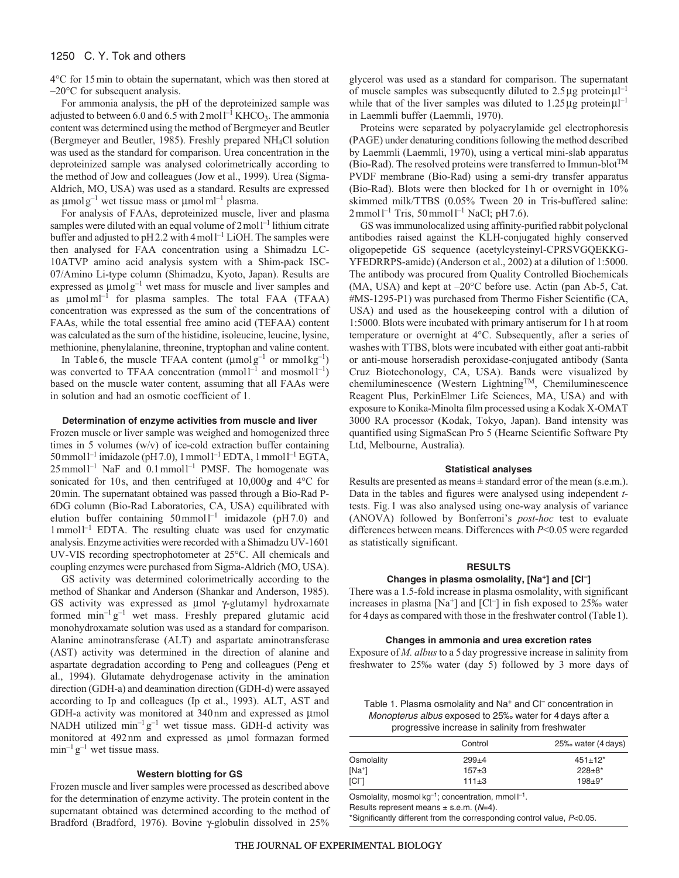4°C for 15 min to obtain the supernatant, which was then stored at –20°C for subsequent analysis.

For ammonia analysis, the pH of the deproteinized sample was adjusted to between 6.0 and 6.5 with 2 mol $l^{-1}$ $KHCO_3$. The ammonia content was determined using the method of Bergmeyer and Beutler (Bergmeyer and Beutler, 1985). Freshly prepared $NH_4Cl$ solution was used as the standard for comparison. Urea concentration in the deproteinized sample was analysed colorimetrically according to the method of Jow and colleagues (Jow et al., 1999). Urea (Sigma-Aldrich, MO, USA) was used as a standard. Results are expressed as μmol $g^{-1}$ wet tissue mass or μmol $ml^{-1}$ plasma.

For analysis of FAAs, deproteinized muscle, liver and plasma samples were diluted with an equal volume of 2 mol $l^{-1}$ lithium citrate buffer and adjusted to pH 2.2 with 4 mol $l^{-1}$ LiOH. The samples were then analysed for FAA concentration using a Shimadzu LC-10ATVP amino acid analysis system with a Shim-pack ISC-07/Amino Li-type column (Shimadzu, Kyoto, Japan). Results are expressed as μmol $g^{-1}$ wet mass for muscle and liver samples and as μmol $ml^{-1}$ for plasma samples. The total FAA (TFAA) concentration was expressed as the sum of the concentrations of FAAs, while the total essential free amino acid (TEFAA) content was calculated as the sum of the histidine, isoleucine, leucine, lysine, methionine, phenylalanine, threonine, tryptophan and valine content.

In Table 6, the muscle TFAA content (μmol $g^{-1}$ or mmol $kg^{-1}$) was converted to TFAA concentration (mmol $l^{-1}$ and mosmol $l^{-1}$) based on the muscle water content, assuming that all FAAs were in solution and had an osmotic coefficient of 1.

### Determination of enzyme activities from muscle and liver

Frozen muscle or liver sample was weighed and homogenized three times in 5 volumes (w/v) of ice-cold extraction buffer containing 50 mmol $l^{-1}$ imidazole (pH 7.0), 1 mmol $l^{-1}$ EDTA, 1 mmol $l^{-1}$ EGTA, 25 mmol $l^{-1}$ NaF and 0.1 mmol $l^{-1}$ PMSF. The homogenate was sonicated for 10 s, and then centrifuged at 10,000 $g$ and 4°C for 20 min. The supernatant obtained was passed through a Bio-Rad P-6DG column (Bio-Rad Laboratories, CA, USA) equilibrated with elution buffer containing 50 mmol $l^{-1}$ imidazole (pH 7.0) and 1 mmol $l^{-1}$ EDTA. The resulting eluate was used for enzymatic analysis. Enzyme activities were recorded with a Shimadzu UV-1601 UV-VIS recording spectrophotometer at 25°C. All chemicals and coupling enzymes were purchased from Sigma-Aldrich (MO, USA).

GS activity was determined colorimetrically according to the method of Shankar and Anderson (Shankar and Anderson, 1985). GS activity was expressed as μmol γ-glutamyl hydroxamate formed $min^{-1}$ $g^{-1}$ wet mass. Freshly prepared glutamic acid monohydroxamate solution was used as a standard for comparison. Alanine aminotransferase (ALT) and aspartate aminotransferase (AST) activity was determined in the direction of alanine and aspartate degradation according to Peng and colleagues (Peng et al., 1994). Glutamate dehydrogenase activity in the amination direction (GDH-a) and deamination direction (GDH-d) were assayed according to Ip and colleagues (Ip et al., 1993). ALT, AST and GDH-a activity was monitored at 340 nm and expressed as μmol NADH utilized $min^{-1}$ $g^{-1}$ wet tissue mass. GDH-d activity was monitored at 492 nm and expressed as μmol formazan formed $min^{-1}$ $g^{-1}$ wet tissue mass.

### Western blotting for GS

Frozen muscle and liver samples were processed as described above for the determination of enzyme activity. The protein content in the supernatant obtained was determined according to the method of Bradford (Bradford, 1976). Bovine γ-globulin dissolved in 25% glycerol was used as a standard for comparison. The supernatant of muscle samples was subsequently diluted to 2.5 μg protein $μl^{-1}$ while that of the liver samples was diluted to 1.25 μg protein $μl^{-1}$ in Laemmli buffer (Laemmli, 1970).

Proteins were separated by polyacrylamide gel electrophoresis (PAGE) under denaturing conditions following the method described by Laemmli (Laemmli, 1970), using a vertical mini-slab apparatus (Bio-Rad). The resolved proteins were transferred to Immun-blot™ PVDF membrane (Bio-Rad) using a semi-dry transfer apparatus (Bio-Rad). Blots were then blocked for 1 h or overnight in 10% skimmed milk/TTBS (0.05% Tween 20 in Tris-buffered saline: 2 mmol $l^{-1}$ Tris, 50 mmol $l^{-1}$ NaCl; pH 7.6).

GS was immunolocalized using affinity-purified rabbit polyclonal antibodies raised against the KLH-conjugated highly conserved oligopeptide GS sequence (acetylcysteinyl-CPRSVGQEKKG-YFEDRRPS-amide) (Anderson et al., 2002) at a dilution of 1:5000. The antibody was procured from Quality Controlled Biochemicals (MA, USA) and kept at –20°C before use. Actin (pan Ab-5, Cat. #MS-1295-P1) was purchased from Thermo Fisher Scientific (CA, USA) and used as the housekeeping control with a dilution of 1:5000. Blots were incubated with primary antiserum for 1 h at room temperature or overnight at 4°C. Subsequently, after a series of washes with TTBS, blots were incubated with either goat anti-rabbit or anti-mouse horseradish peroxidase-conjugated antibody (Santa Cruz Biotechonology, CA, USA). Bands were visualized by chemiluminescence (Western Lightning™, Chemiluminescence Reagent Plus, PerkinElmer Life Sciences, MA, USA) and with exposure to Konika-Minolta film processed using a Kodak X-OMAT 3000 RA processor (Kodak, Tokyo, Japan). Band intensity was quantified using SigmaScan Pro 5 (Hearne Scientific Software Pty Ltd, Melbourne, Australia).

### Statistical analyses

Results are presented as means ± standard error of the mean (s.e.m.). Data in the tables and figures were analysed using independent *t*-tests. Fig. 1 was also analysed using one-way analysis of variance (ANOVA) followed by Bonferroni's *post-hoc* test to evaluate differences between means. Differences with $P<0.05$ were regarded as statistically significant.

## RESULTS

### Changes in plasma osmolality, $[Na^+]$ and $[Cl^-]$

There was a 1.5-fold increase in plasma osmolality, with significant increases in plasma $[Na^+]$ and $[Cl^-]$ in fish exposed to 25‰ water for 4 days as compared with those in the freshwater control (Table 1).

### Changes in ammonia and urea excretion rates

Exposure of *M. albus* to a 5 day progressive increase in salinity from freshwater to 25‰ water (day 5) followed by 3 more days of

Table 1. Plasma osmolality and $Na^+$ and $Cl^-$ concentration in *Monopterus albus* exposed to 25‰ water for 4 days after a progressive increase in salinity from freshwater

| | Control | 25‰ water (4 days) |
|---|---|---|
| Osmolality | 299±4 | 451±12* |
| $[Na^+]$ | 157±3 | 228±8* |
| $[Cl^-]$ | 111±3 | 198±9* |

Osmolality, mosmol $kg^{-1}$; concentration, mmol $l^{-1}$.

Results represent means ± s.e.m. ($N$=4).

*Significantly different from the corresponding control value, $P<0.05$.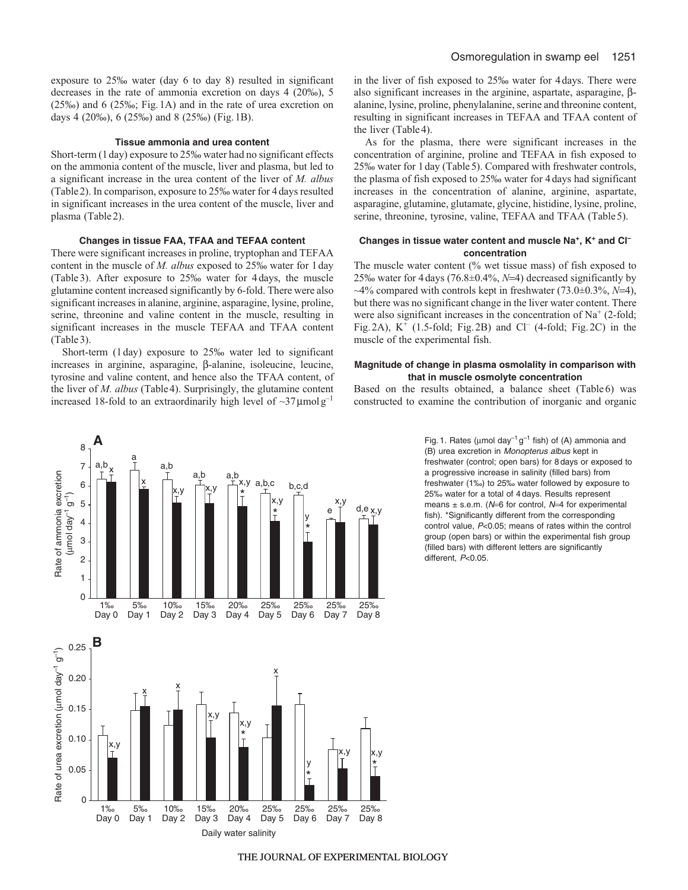exposure to 25‰ water (day 6 to day 8) resulted in significant decreases in the rate of ammonia excretion on days 4 (20‰), 5 (25‰) and 6 (25‰; Fig. 1A) and in the rate of urea excretion on days 4 (20‰), 6 (25‰) and 8 (25‰) (Fig. 1B).

### Tissue ammonia and urea content

Short-term (1 day) exposure to 25‰ water had no significant effects on the ammonia content of the muscle, liver and plasma, but led to a significant increase in the urea content of the liver of *M. albus* (Table 2). In comparison, exposure to 25‰ water for 4 days resulted in significant increases in the urea content of the muscle, liver and plasma (Table 2).

### Changes in tissue FAA, TFAA and TEFAA content

There were significant increases in proline, tryptophan and TEFAA content in the muscle of *M. albus* exposed to 25‰ water for 1 day (Table 3). After exposure to 25‰ water for 4 days, the muscle glutamine content increased significantly by 6-fold. There were also significant increases in alanine, arginine, asparagine, lysine, proline, serine, threonine and valine content in the muscle, resulting in significant increases in the muscle TEFAA and TFAA content (Table 3).

Short-term (1 day) exposure to 25‰ water led to significant increases in arginine, asparagine, β-alanine, isoleucine, leucine, tyrosine and valine content, and hence also the TFAA content, of the liver of *M. albus* (Table 4). Surprisingly, the glutamine content increased 18-fold to an extraordinarily high level of ~37 μmol $g^{-1}$ in the liver of fish exposed to 25‰ water for 4 days. There were also significant increases in the arginine, aspartate, asparagine, β-alanine, lysine, proline, phenylalanine, serine and threonine content, resulting in significant increases in TEFAA and TFAA content of the liver (Table 4).

As for the plasma, there were significant increases in the concentration of arginine, proline and TEFAA in fish exposed to 25‰ water for 1 day (Table 5). Compared with freshwater controls, the plasma of fish exposed to 25‰ water for 4 days had significant increases in the concentration of alanine, arginine, aspartate, asparagine, glutamine, glutamate, glycine, histidine, lysine, proline, serine, threonine, tyrosine, valine, TEFAA and TFAA (Table 5).

### Changes in tissue water content and muscle $Na^+$, $K^+$ and $Cl^-$ concentration

The muscle water content (% wet tissue mass) of fish exposed to 25‰ water for 4 days (76.8±0.4%, $N$=4) decreased significantly by ~4% compared with controls kept in freshwater (73.0±0.3%, $N$=4), but there was no significant change in the liver water content. There were also significant increases in the concentration of $Na^+$ (2-fold; Fig. 2A), $K^+$ (1.5-fold; Fig. 2B) and $Cl^-$ (4-fold; Fig. 2C) in the muscle of the experimental fish.

### Magnitude of change in plasma osmolality in comparison with that in muscle osmolyte concentration

Based on the results obtained, a balance sheet (Table 6) was constructed to examine the contribution of inorganic and organic

A
Rate of ammonia excretion (μmol $day^{-1}$ $g^{-1}$)
1‰ Day 0 | 5‰ Day 1 | 10‰ Day 2 | 15‰ Day 3 | 20‰ Day 4 | 25‰ Day 5 | 25‰ Day 6 | 25‰ Day 7 | 25‰ Day 8
a,b x | a x | a,b x,y | a,b x,y | a,b x,y * | a,b,c x,y * | b,c,d y * | e x,y | d,e x,y

B
Rate of urea excretion (μmol $day^{-1}$ $g^{-1}$)
x,y | x | x | x,y | x,y * | x | y * | x,y | x,y *
Daily water salinity

Fig. 1. Rates (μmol $day^{-1}$ $g^{-1}$ fish) of (A) ammonia and (B) urea excretion in *Monopterus albus* kept in freshwater (control; open bars) for 8 days or exposed to a progressive increase in salinity (filled bars) from freshwater (1‰) to 25‰ water followed by exposure to 25‰ water for a total of 4 days. Results represent means ± s.e.m. ($N$=6 for control, $N$=4 for experimental fish). *Significantly different from the corresponding control value, $P$<0.05; means of rates within the control group (open bars) or within the experimental fish group (filled bars) with different letters are significantly different, $P$<0.05.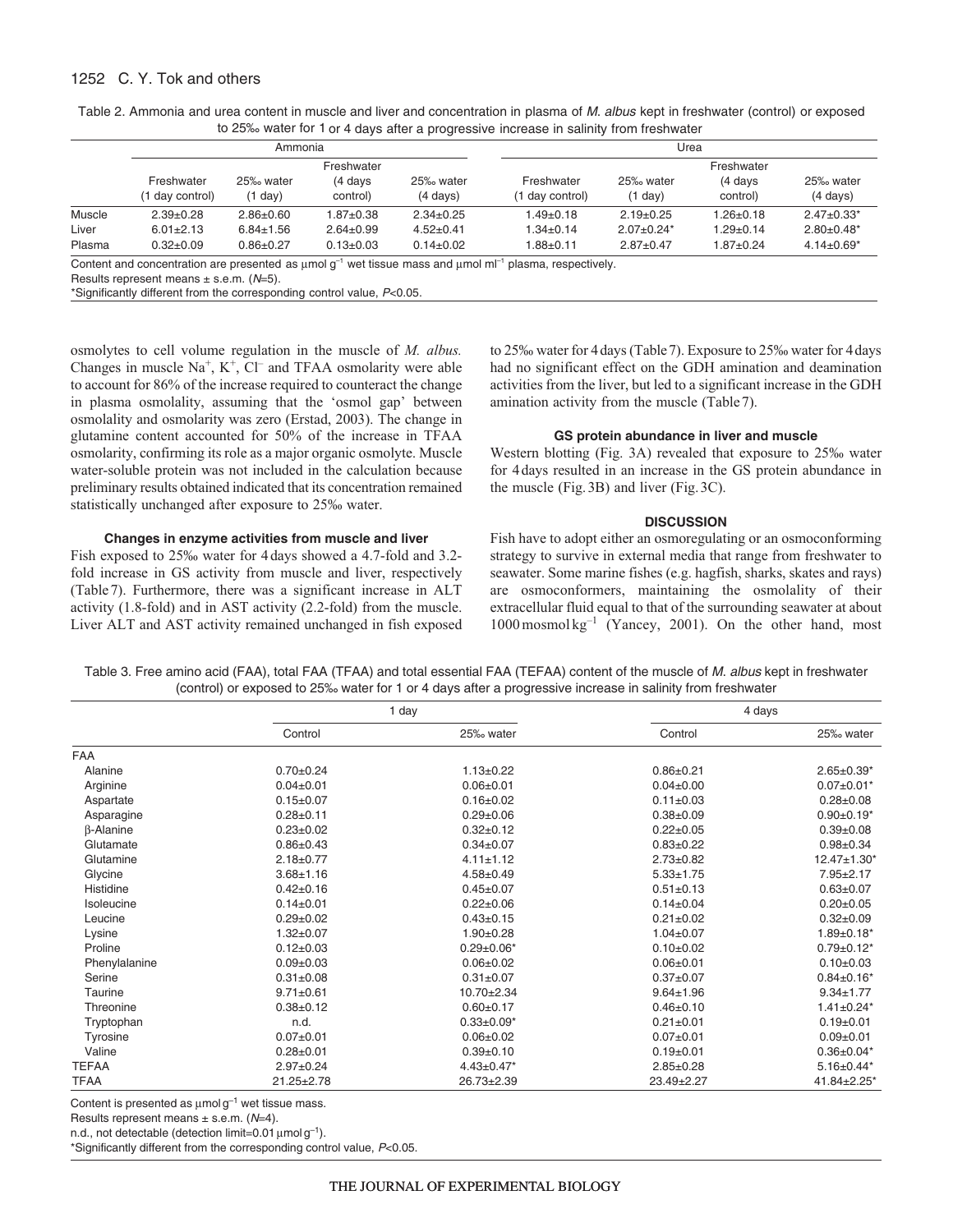Table 2. Ammonia and urea content in muscle and liver and concentration in plasma of *M. albus* kept in freshwater (control) or exposed to 25‰ water for 1 or 4 days after a progressive increase in salinity from freshwater

| | Ammonia | | | | Urea | | | |
|---|---|---|---|---|---|---|---|---|
| | Freshwater (1 day control) | 25‰ water (1 day) | Freshwater (4 days control) | 25‰ water (4 days) | Freshwater (1 day control) | 25‰ water (1 day) | Freshwater (4 days control) | 25‰ water (4 days) |
| Muscle | 2.39±0.28 | 2.86±0.60 | 1.87±0.38 | 2.34±0.25 | 1.49±0.18 | 2.19±0.25 | 1.26±0.18 | 2.47±0.33* |
| Liver | 6.01±2.13 | 6.84±1.56 | 2.64±0.99 | 4.52±0.41 | 1.34±0.14 | 2.07±0.24* | 1.29±0.14 | 2.80±0.48* |
| Plasma | 0.32±0.09 | 0.86±0.27 | 0.13±0.03 | 0.14±0.02 | 1.88±0.11 | 2.87±0.47 | 1.87±0.24 | 4.14±0.69* |

Content and concentration are presented as μmol $g^{-1}$ wet tissue mass and μmol $ml^{-1}$ plasma, respectively.
Results represent means ± s.e.m. ($N$=5).
*Significantly different from the corresponding control value, $P$<0.05.

osmolytes to cell volume regulation in the muscle of *M. albus.* Changes in muscle $Na^+$, $K^+$, $Cl^-$ and TFAA osmolarity were able to account for 86% of the increase required to counteract the change in plasma osmolality, assuming that the 'osmol gap' between osmolality and osmolarity was zero (Erstad, 2003). The change in glutamine content accounted for 50% of the increase in TFAA osmolarity, confirming its role as a major organic osmolyte. Muscle water-soluble protein was not included in the calculation because preliminary results obtained indicated that its concentration remained statistically unchanged after exposure to 25‰ water.

### Changes in enzyme activities from muscle and liver

Fish exposed to 25‰ water for 4 days showed a 4.7-fold and 3.2-fold increase in GS activity from muscle and liver, respectively (Table 7). Furthermore, there was a significant increase in ALT activity (1.8-fold) and in AST activity (2.2-fold) from the muscle. Liver ALT and AST activity remained unchanged in fish exposed to 25‰ water for 4 days (Table 7). Exposure to 25‰ water for 4 days had no significant effect on the GDH amination and deamination activities from the liver, but led to a significant increase in the GDH amination activity from the muscle (Table 7).

### GS protein abundance in liver and muscle

Western blotting (Fig. 3A) revealed that exposure to 25‰ water for 4 days resulted in an increase in the GS protein abundance in the muscle (Fig. 3B) and liver (Fig. 3C).

## DISCUSSION

Fish have to adopt either an osmoregulating or an osmoconforming strategy to survive in external media that range from freshwater to seawater. Some marine fishes (e.g. hagfish, sharks, skates and rays) are osmoconformers, maintaining the osmolality of their extracellular fluid equal to that of the surrounding seawater at about 1000 mosmol $kg^{-1}$ (Yancey, 2001). On the other hand, most

Table 3. Free amino acid (FAA), total FAA (TFAA) and total essential FAA (TEFAA) content of the muscle of *M. albus* kept in freshwater (control) or exposed to 25‰ water for 1 or 4 days after a progressive increase in salinity from freshwater

| | 1 day | | 4 days | |
|---|---|---|---|---|
| | Control | 25‰ water | Control | 25‰ water |
| FAA | | | | |
| Alanine | 0.70±0.24 | 1.13±0.22 | 0.86±0.21 | 2.65±0.39* |
| Arginine | 0.04±0.01 | 0.06±0.01 | 0.04±0.00 | 0.07±0.01* |
| Aspartate | 0.15±0.07 | 0.16±0.02 | 0.11±0.03 | 0.28±0.08 |
| Asparagine | 0.28±0.11 | 0.29±0.06 | 0.38±0.09 | 0.90±0.19* |
| β-Alanine | 0.23±0.02 | 0.32±0.12 | 0.22±0.05 | 0.39±0.08 |
| Glutamate | 0.86±0.43 | 0.34±0.07 | 0.83±0.22 | 0.98±0.34 |
| Glutamine | 2.18±0.77 | 4.11±1.12 | 2.73±0.82 | 12.47±1.30* |
| Glycine | 3.68±1.16 | 4.58±0.49 | 5.33±1.75 | 7.95±2.17 |
| Histidine | 0.42±0.16 | 0.45±0.07 | 0.51±0.13 | 0.63±0.07 |
| Isoleucine | 0.14±0.01 | 0.22±0.06 | 0.14±0.04 | 0.20±0.05 |
| Leucine | 0.29±0.02 | 0.43±0.15 | 0.21±0.02 | 0.32±0.09 |
| Lysine | 1.32±0.07 | 1.90±0.28 | 1.04±0.07 | 1.89±0.18* |
| Proline | 0.12±0.03 | 0.29±0.06* | 0.10±0.02 | 0.79±0.12* |
| Phenylalanine | 0.09±0.03 | 0.06±0.02 | 0.06±0.01 | 0.10±0.03 |
| Serine | 0.31±0.08 | 0.31±0.07 | 0.37±0.07 | 0.84±0.16* |
| Taurine | 9.71±0.61 | 10.70±2.34 | 9.64±1.96 | 9.34±1.77 |
| Threonine | 0.38±0.12 | 0.60±0.17 | 0.46±0.10 | 1.41±0.24* |
| Tryptophan | n.d. | 0.33±0.09* | 0.21±0.01 | 0.19±0.01 |
| Tyrosine | 0.07±0.01 | 0.06±0.02 | 0.07±0.01 | 0.09±0.01 |
| Valine | 0.28±0.01 | 0.39±0.10 | 0.19±0.01 | 0.36±0.04* |
| TEFAA | 2.97±0.24 | 4.43±0.47* | 2.85±0.28 | 5.16±0.44* |
| TFAA | 21.25±2.78 | 26.73±2.39 | 23.49±2.27 | 41.84±2.25* |

Content is presented as μmol $g^{-1}$ wet tissue mass.
Results represent means ± s.e.m. ($N$=4).
n.d., not detectable (detection limit=0.01 μmol $g^{-1}$).
*Significantly different from the corresponding control value, $P$<0.05.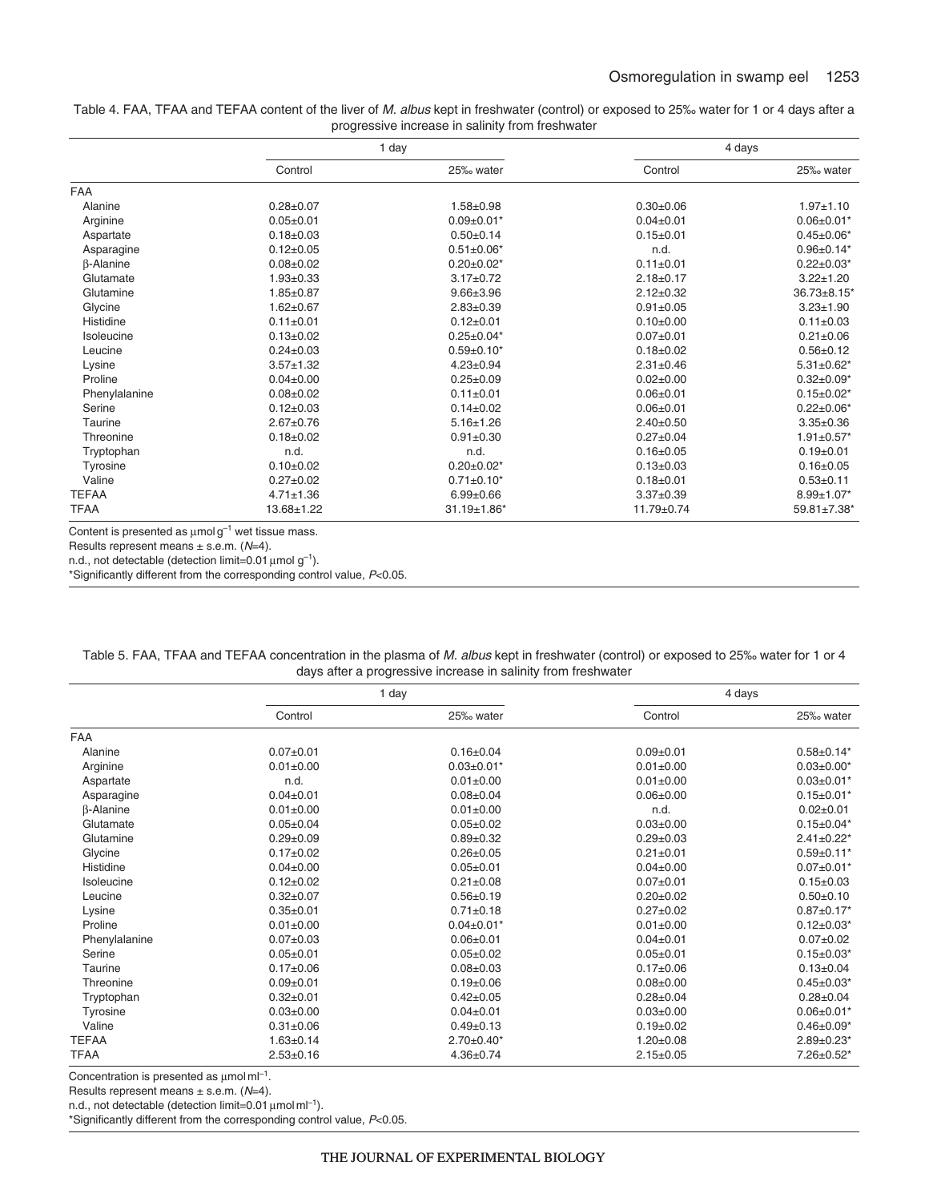Table 4. FAA, TFAA and TEFAA content of the liver of *M. albus* kept in freshwater (control) or exposed to 25‰ water for 1 or 4 days after a progressive increase in salinity from freshwater

| | 1 day | | 4 days | |
|---|---|---|---|---|
| | Control | 25‰ water | Control | 25‰ water |
| FAA | | | | |
| Alanine | 0.28±0.07 | 1.58±0.98 | 0.30±0.06 | 1.97±1.10 |
| Arginine | 0.05±0.01 | 0.09±0.01* | 0.04±0.01 | 0.06±0.01* |
| Aspartate | 0.18±0.03 | 0.50±0.14 | 0.15±0.01 | 0.45±0.06* |
| Asparagine | 0.12±0.05 | 0.51±0.06* | n.d. | 0.96±0.14* |
| β-Alanine | 0.08±0.02 | 0.20±0.02* | 0.11±0.01 | 0.22±0.03* |
| Glutamate | 1.93±0.33 | 3.17±0.72 | 2.18±0.17 | 3.22±1.20 |
| Glutamine | 1.85±0.87 | 9.66±3.96 | 2.12±0.32 | 36.73±8.15* |
| Glycine | 1.62±0.67 | 2.83±0.39 | 0.91±0.05 | 3.23±1.90 |
| Histidine | 0.11±0.01 | 0.12±0.01 | 0.10±0.00 | 0.11±0.03 |
| Isoleucine | 0.13±0.02 | 0.25±0.04* | 0.07±0.01 | 0.21±0.06 |
| Leucine | 0.24±0.03 | 0.59±0.10* | 0.18±0.02 | 0.56±0.12 |
| Lysine | 3.57±1.32 | 4.23±0.94 | 2.31±0.46 | 5.31±0.62* |
| Proline | 0.04±0.00 | 0.25±0.09 | 0.02±0.00 | 0.32±0.09* |
| Phenylalanine | 0.08±0.02 | 0.11±0.01 | 0.06±0.01 | 0.15±0.02* |
| Serine | 0.12±0.03 | 0.14±0.02 | 0.06±0.01 | 0.22±0.06* |
| Taurine | 2.67±0.76 | 5.16±1.26 | 2.40±0.50 | 3.35±0.36 |
| Threonine | 0.18±0.02 | 0.91±0.30 | 0.27±0.04 | 1.91±0.57* |
| Tryptophan | n.d. | n.d. | 0.16±0.05 | 0.19±0.01 |
| Tyrosine | 0.10±0.02 | 0.20±0.02* | 0.13±0.03 | 0.16±0.05 |
| Valine | 0.27±0.02 | 0.71±0.10* | 0.18±0.01 | 0.53±0.11 |
| TEFAA | 4.71±1.36 | 6.99±0.66 | 3.37±0.39 | 8.99±1.07* |
| TFAA | 13.68±1.22 | 31.19±1.86* | 11.79±0.74 | 59.81±7.38* |

Content is presented as μmol g$^{-1}$ wet tissue mass.

Results represent means ± s.e.m. ($N$=4).

n.d., not detectable (detection limit=0.01 μmol g$^{-1}$).

*Significantly different from the corresponding control value, $P$<0.05.

Table 5. FAA, TFAA and TEFAA concentration in the plasma of *M. albus* kept in freshwater (control) or exposed to 25‰ water for 1 or 4 days after a progressive increase in salinity from freshwater

| | 1 day | | 4 days | |
|---|---|---|---|---|
| | Control | 25‰ water | Control | 25‰ water |
| FAA | | | | |
| Alanine | 0.07±0.01 | 0.16±0.04 | 0.09±0.01 | 0.58±0.14* |
| Arginine | 0.01±0.00 | 0.03±0.01* | 0.01±0.00 | 0.03±0.00* |
| Aspartate | n.d. | 0.01±0.00 | 0.01±0.00 | 0.03±0.01* |
| Asparagine | 0.04±0.01 | 0.08±0.04 | 0.06±0.00 | 0.15±0.01* |
| β-Alanine | 0.01±0.00 | 0.01±0.00 | n.d. | 0.02±0.01 |
| Glutamate | 0.05±0.04 | 0.05±0.02 | 0.03±0.00 | 0.15±0.04* |
| Glutamine | 0.29±0.09 | 0.89±0.32 | 0.29±0.03 | 2.41±0.22* |
| Glycine | 0.17±0.02 | 0.26±0.05 | 0.21±0.01 | 0.59±0.11* |
| Histidine | 0.04±0.00 | 0.05±0.01 | 0.04±0.00 | 0.07±0.01* |
| Isoleucine | 0.12±0.02 | 0.21±0.08 | 0.07±0.01 | 0.15±0.03 |
| Leucine | 0.32±0.07 | 0.56±0.19 | 0.20±0.02 | 0.50±0.10 |
| Lysine | 0.35±0.01 | 0.71±0.18 | 0.27±0.02 | 0.87±0.17* |
| Proline | 0.01±0.00 | 0.04±0.01* | 0.01±0.00 | 0.12±0.03* |
| Phenylalanine | 0.07±0.03 | 0.06±0.01 | 0.04±0.01 | 0.07±0.02 |
| Serine | 0.05±0.01 | 0.05±0.02 | 0.05±0.01 | 0.15±0.03* |
| Taurine | 0.17±0.06 | 0.08±0.03 | 0.17±0.06 | 0.13±0.04 |
| Threonine | 0.09±0.01 | 0.19±0.06 | 0.08±0.00 | 0.45±0.03* |
| Tryptophan | 0.32±0.01 | 0.42±0.05 | 0.28±0.04 | 0.28±0.04 |
| Tyrosine | 0.03±0.00 | 0.04±0.01 | 0.03±0.00 | 0.06±0.01* |
| Valine | 0.31±0.06 | 0.49±0.13 | 0.19±0.02 | 0.46±0.09* |
| TEFAA | 1.63±0.14 | 2.70±0.40* | 1.20±0.08 | 2.89±0.23* |
| TFAA | 2.53±0.16 | 4.36±0.74 | 2.15±0.05 | 7.26±0.52* |

Concentration is presented as μmol ml$^{-1}$.

Results represent means ± s.e.m. ($N$=4).

n.d., not detectable (detection limit=0.01 μmol ml$^{-1}$).

*Significantly different from the corresponding control value, $P$<0.05.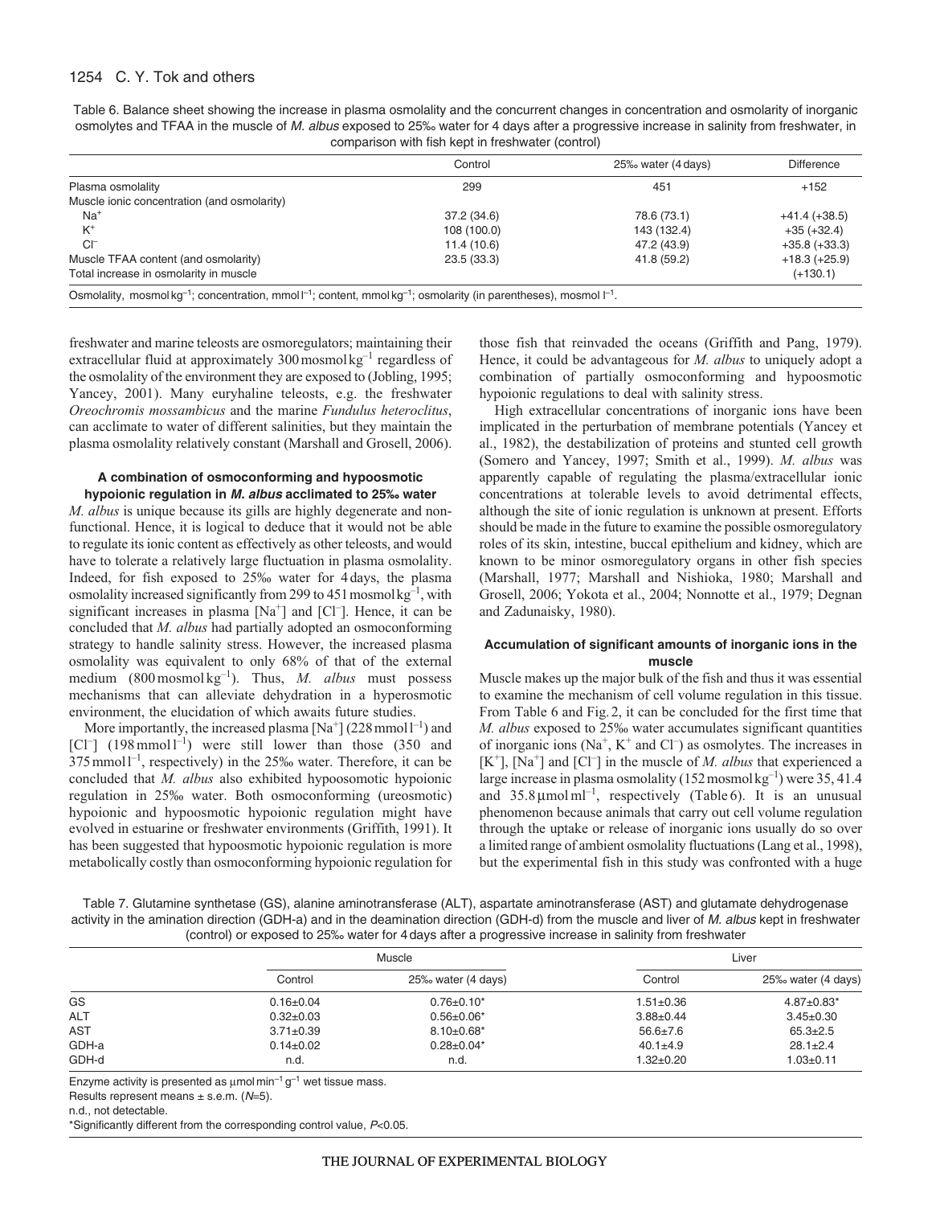Table 6. Balance sheet showing the increase in plasma osmolality and the concurrent changes in concentration and osmolarity of inorganic osmolytes and TFAA in the muscle of *M. albus* exposed to 25‰ water for 4 days after a progressive increase in salinity from freshwater, in comparison with fish kept in freshwater (control)

| | Control | 25‰ water (4 days) | Difference |
|---|---|---|---|
| Plasma osmolality | 299 | 451 | +152 |
| Muscle ionic concentration (and osmolarity) | | | |
| $Na^+$ | 37.2 (34.6) | 78.6 (73.1) | +41.4 (+38.5) |
| $K^+$ | 108 (100.0) | 143 (132.4) | +35 (+32.4) |
| $Cl^-$ | 11.4 (10.6) | 47.2 (43.9) | +35.8 (+33.3) |
| Muscle TFAA content (and osmolarity) | 23.5 (33.3) | 41.8 (59.2) | +18.3 (+25.9) |
| Total increase in osmolarity in muscle | | | (+130.1) |

Osmolality, mosmol $kg^{-1}$; concentration, mmol $l^{-1}$; content, mmol $kg^{-1}$; osmolarity (in parentheses), mosmol $l^{-1}$.

freshwater and marine teleosts are osmoregulators; maintaining their extracellular fluid at approximately 300 mosmol $kg^{-1}$ regardless of the osmolality of the environment they are exposed to (Jobling, 1995; Yancey, 2001). Many euryhaline teleosts, e.g. the freshwater *Oreochromis mossambicus* and the marine *Fundulus heteroclitus*, can acclimate to water of different salinities, but they maintain the plasma osmolality relatively constant (Marshall and Grosell, 2006).

### A combination of osmoconforming and hypoosmotic hypoionic regulation in *M. albus* acclimated to 25‰ water

*M. albus* is unique because its gills are highly degenerate and non-functional. Hence, it is logical to deduce that it would not be able to regulate its ionic content as effectively as other teleosts, and would have to tolerate a relatively large fluctuation in plasma osmolality. Indeed, for fish exposed to 25‰ water for 4 days, the plasma osmolality increased significantly from 299 to 451 mosmol $kg^{-1}$, with significant increases in plasma $[Na^+]$ and $[Cl^-]$. Hence, it can be concluded that *M. albus* had partially adopted an osmoconforming strategy to handle salinity stress. However, the increased plasma osmolality was equivalent to only 68% of that of the external medium (800 mosmol $kg^{-1}$). Thus, *M. albus* must possess mechanisms that can alleviate dehydration in a hyperosmotic environment, the elucidation of which awaits future studies.

More importantly, the increased plasma $[Na^+]$ (228 mmol $l^{-1}$) and $[Cl^-]$ (198 mmol $l^{-1}$) were still lower than those (350 and 375 mmol $l^{-1}$, respectively) in the 25‰ water. Therefore, it can be concluded that *M. albus* also exhibited hypoosomotic hypoionic regulation in 25‰ water. Both osmoconforming (ureosmotic) hypoionic and hypoosmotic hypoionic regulation might have evolved in estuarine or freshwater environments (Griffith, 1991). It has been suggested that hypoosmotic hypoionic regulation is more metabolically costly than osmoconforming hypoionic regulation for those fish that reinvaded the oceans (Griffith and Pang, 1979). Hence, it could be advantageous for *M. albus* to uniquely adopt a combination of partially osmoconforming and hypoosmotic hypoionic regulations to deal with salinity stress.

High extracellular concentrations of inorganic ions have been implicated in the perturbation of membrane potentials (Yancey et al., 1982), the destabilization of proteins and stunted cell growth (Somero and Yancey, 1997; Smith et al., 1999). *M. albus* was apparently capable of regulating the plasma/extracellular ionic concentrations at tolerable levels to avoid detrimental effects, although the site of ionic regulation is unknown at present. Efforts should be made in the future to examine the possible osmoregulatory roles of its skin, intestine, buccal epithelium and kidney, which are known to be minor osmoregulatory organs in other fish species (Marshall, 1977; Marshall and Nishioka, 1980; Marshall and Grosell, 2006; Yokota et al., 2004; Nonnotte et al., 1979; Degnan and Zadunaisky, 1980).

### Accumulation of significant amounts of inorganic ions in the muscle

Muscle makes up the major bulk of the fish and thus it was essential to examine the mechanism of cell volume regulation in this tissue. From Table 6 and Fig. 2, it can be concluded for the first time that *M. albus* exposed to 25‰ water accumulates significant quantities of inorganic ions ($Na^+$, $K^+$ and $Cl^-$) as osmolytes. The increases in $[K^+]$, $[Na^+]$ and $[Cl^-]$ in the muscle of *M. albus* that experienced a large increase in plasma osmolality (152 mosmol $kg^{-1}$) were 35, 41.4 and 35.8 μmol $ml^{-1}$, respectively (Table 6). It is an unusual phenomenon because animals that carry out cell volume regulation through the uptake or release of inorganic ions usually do so over a limited range of ambient osmolality fluctuations (Lang et al., 1998), but the experimental fish in this study was confronted with a huge

Table 7. Glutamine synthetase (GS), alanine aminotransferase (ALT), aspartate aminotransferase (AST) and glutamate dehydrogenase activity in the amination direction (GDH-a) and in the deamination direction (GDH-d) from the muscle and liver of *M. albus* kept in freshwater (control) or exposed to 25‰ water for 4 days after a progressive increase in salinity from freshwater

| | Muscle | | Liver | |
|---|---|---|---|---|
| | Control | 25‰ water (4 days) | Control | 25‰ water (4 days) |
| GS | 0.16±0.04 | 0.76±0.10* | 1.51±0.36 | 4.87±0.83* |
| ALT | 0.32±0.03 | 0.56±0.06* | 3.88±0.44 | 3.45±0.30 |
| AST | 3.71±0.39 | 8.10±0.68* | 56.6±7.6 | 65.3±2.5 |
| GDH-a | 0.14±0.02 | 0.28±0.04* | 40.1±4.9 | 28.1±2.4 |
| GDH-d | n.d. | n.d. | 1.32±0.20 | 1.03±0.11 |

Enzyme activity is presented as μmol $min^{-1}$ $g^{-1}$ wet tissue mass.

Results represent means ± s.e.m. ($N$=5).

n.d., not detectable.

*Significantly different from the corresponding control value, $P<0.05$.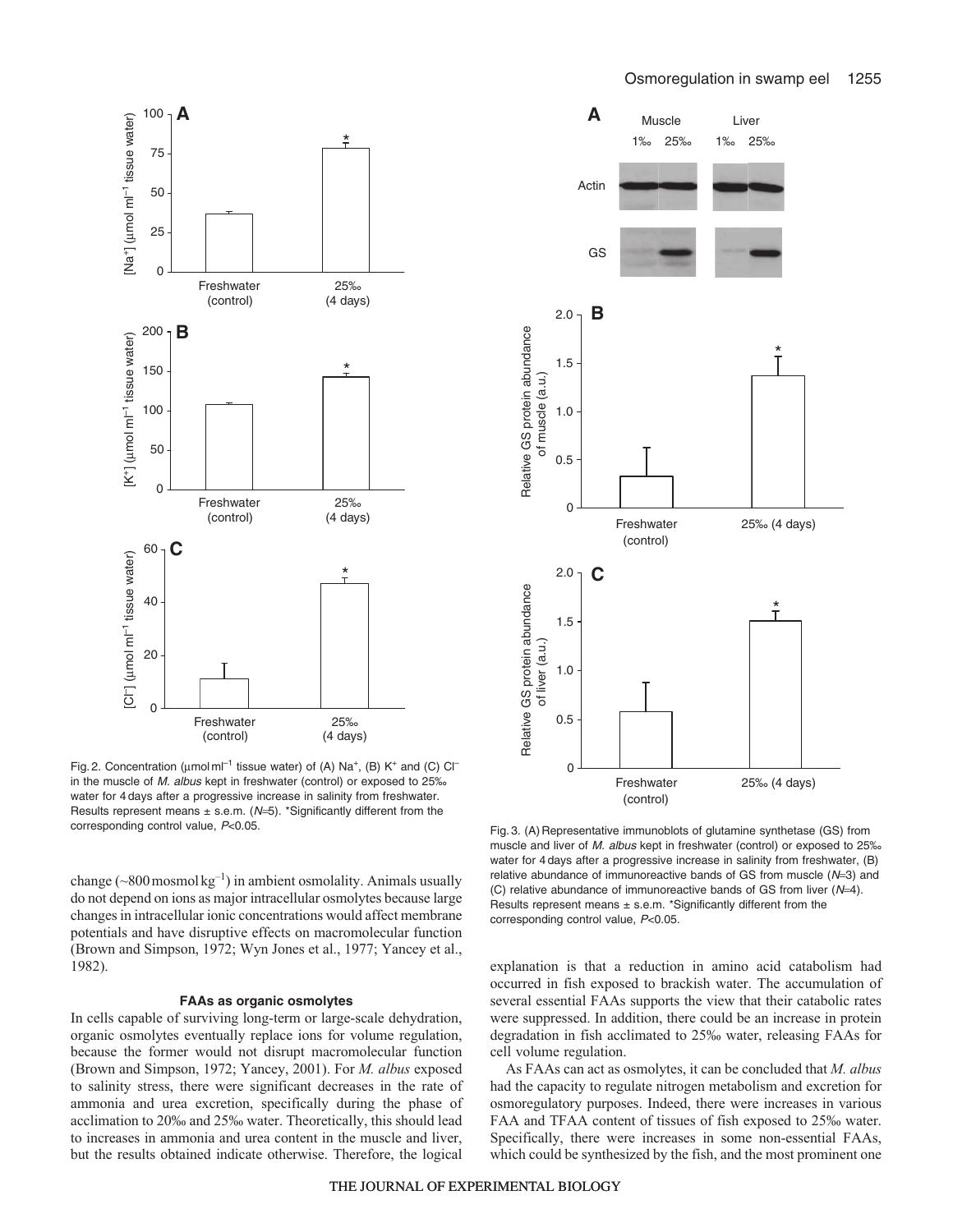A

100

75

50

25

0

[$Na^+$] (μmol ml$^{-1}$ tissue water)

Freshwater (control)

25‰ (4 days)

*

B

200

150

100

50

0

[$K^+$] (μmol ml$^{-1}$ tissue water)

Freshwater (control)

25‰ (4 days)

*

C

60

40

20

0

[$Cl^-$] (μmol ml$^{-1}$ tissue water)

Freshwater (control)

25‰ (4 days)

*

Fig. 2. Concentration (μmol ml$^{-1}$ tissue water) of (A) $Na^+$, (B) $K^+$ and (C) $Cl^-$ in the muscle of *M. albus* kept in freshwater (control) or exposed to 25‰ water for 4 days after a progressive increase in salinity from freshwater. Results represent means ± s.e.m. ($N$=5). *Significantly different from the corresponding control value, $P$<0.05.

A

Muscle

Liver

1‰ 25‰

1‰ 25‰

Actin

GS

B

2.0

1.5

1.0

0.5

0

Relative GS protein abundance of muscle (a.u.)

Freshwater (control)

25‰ (4 days)

*

C

2.0

1.5

1.0

0.5

0

Relative GS protein abundance of liver (a.u.)

Freshwater (control)

25‰ (4 days)

*

Fig. 3. (A) Representative immunoblots of glutamine synthetase (GS) from muscle and liver of *M. albus* kept in freshwater (control) or exposed to 25‰ water for 4 days after a progressive increase in salinity from freshwater, (B) relative abundance of immunoreactive bands of GS from muscle ($N$=3) and (C) relative abundance of immunoreactive bands of GS from liver ($N$=4). Results represent means ± s.e.m. *Significantly different from the corresponding control value, $P$<0.05.

change (~800 mosmol kg$^{-1}$) in ambient osmolality. Animals usually do not depend on ions as major intracellular osmolytes because large changes in intracellular ionic concentrations would affect membrane potentials and have disruptive effects on macromolecular function (Brown and Simpson, 1972; Wyn Jones et al., 1977; Yancey et al., 1982).

### FAAs as organic osmolytes

In cells capable of surviving long-term or large-scale dehydration, organic osmolytes eventually replace ions for volume regulation, because the former would not disrupt macromolecular function (Brown and Simpson, 1972; Yancey, 2001). For *M. albus* exposed to salinity stress, there were significant decreases in the rate of ammonia and urea excretion, specifically during the phase of acclimation to 20‰ and 25‰ water. Theoretically, this should lead to increases in ammonia and urea content in the muscle and liver, but the results obtained indicate otherwise. Therefore, the logical explanation is that a reduction in amino acid catabolism had occurred in fish exposed to brackish water. The accumulation of several essential FAAs supports the view that their catabolic rates were suppressed. In addition, there could be an increase in protein degradation in fish acclimated to 25‰ water, releasing FAAs for cell volume regulation.

As FAAs can act as osmolytes, it can be concluded that *M. albus* had the capacity to regulate nitrogen metabolism and excretion for osmoregulatory purposes. Indeed, there were increases in various FAA and TFAA content of tissues of fish exposed to 25‰ water. Specifically, there were increases in some non-essential FAAs, which could be synthesized by the fish, and the most prominent one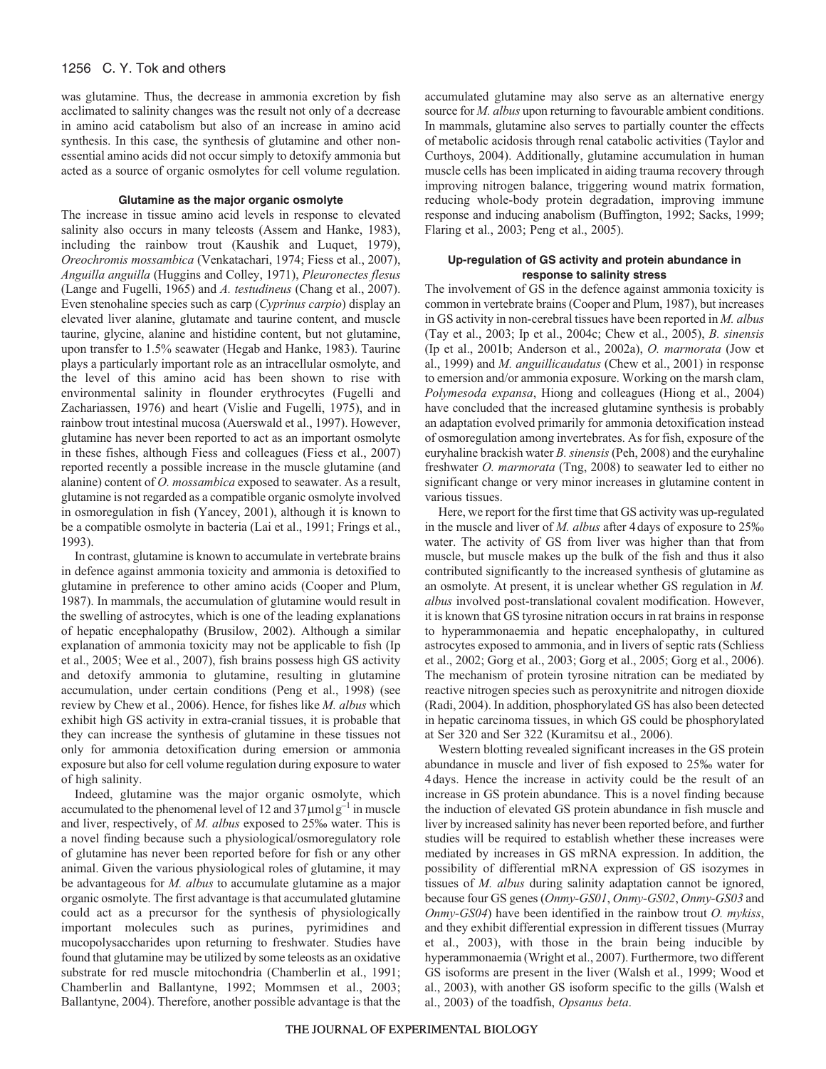was glutamine. Thus, the decrease in ammonia excretion by fish acclimated to salinity changes was the result not only of a decrease in amino acid catabolism but also of an increase in amino acid synthesis. In this case, the synthesis of glutamine and other non-essential amino acids did not occur simply to detoxify ammonia but acted as a source of organic osmolytes for cell volume regulation.

### Glutamine as the major organic osmolyte

The increase in tissue amino acid levels in response to elevated salinity also occurs in many teleosts (Assem and Hanke, 1983), including the rainbow trout (Kaushik and Luquet, 1979), *Oreochromis mossambica* (Venkatachari, 1974; Fiess et al., 2007), *Anguilla anguilla* (Huggins and Colley, 1971), *Pleuronectes flesus* (Lange and Fugelli, 1965) and *A. testudineus* (Chang et al., 2007). Even stenohaline species such as carp (*Cyprinus carpio*) display an elevated liver alanine, glutamate and taurine content, and muscle taurine, glycine, alanine and histidine content, but not glutamine, upon transfer to 1.5% seawater (Hegab and Hanke, 1983). Taurine plays a particularly important role as an intracellular osmolyte, and the level of this amino acid has been shown to rise with environmental salinity in flounder erythrocytes (Fugelli and Zachariassen, 1976) and heart (Vislie and Fugelli, 1975), and in rainbow trout intestinal mucosa (Auerswald et al., 1997). However, glutamine has never been reported to act as an important osmolyte in these fishes, although Fiess and colleagues (Fiess et al., 2007) reported recently a possible increase in the muscle glutamine (and alanine) content of *O. mossambica* exposed to seawater. As a result, glutamine is not regarded as a compatible organic osmolyte involved in osmoregulation in fish (Yancey, 2001), although it is known to be a compatible osmolyte in bacteria (Lai et al., 1991; Frings et al., 1993).

In contrast, glutamine is known to accumulate in vertebrate brains in defence against ammonia toxicity and ammonia is detoxified to glutamine in preference to other amino acids (Cooper and Plum, 1987). In mammals, the accumulation of glutamine would result in the swelling of astrocytes, which is one of the leading explanations of hepatic encephalopathy (Brusilow, 2002). Although a similar explanation of ammonia toxicity may not be applicable to fish (Ip et al., 2005; Wee et al., 2007), fish brains possess high GS activity and detoxify ammonia to glutamine, resulting in glutamine accumulation, under certain conditions (Peng et al., 1998) (see review by Chew et al., 2006). Hence, for fishes like *M. albus* which exhibit high GS activity in extra-cranial tissues, it is probable that they can increase the synthesis of glutamine in these tissues not only for ammonia detoxification during emersion or ammonia exposure but also for cell volume regulation during exposure to water of high salinity.

Indeed, glutamine was the major organic osmolyte, which accumulated to the phenomenal level of 12 and 37 $\mu$mol $g^{-1}$ in muscle and liver, respectively, of *M. albus* exposed to 25‰ water. This is a novel finding because such a physiological/osmoregulatory role of glutamine has never been reported before for fish or any other animal. Given the various physiological roles of glutamine, it may be advantageous for *M. albus* to accumulate glutamine as a major organic osmolyte. The first advantage is that accumulated glutamine could act as a precursor for the synthesis of physiologically important molecules such as purines, pyrimidines and mucopolysaccharides upon returning to freshwater. Studies have found that glutamine may be utilized by some teleosts as an oxidative substrate for red muscle mitochondria (Chamberlin et al., 1991; Chamberlin and Ballantyne, 1992; Mommsen et al., 2003; Ballantyne, 2004). Therefore, another possible advantage is that the accumulated glutamine may also serve as an alternative energy source for *M. albus* upon returning to favourable ambient conditions. In mammals, glutamine also serves to partially counter the effects of metabolic acidosis through renal catabolic activities (Taylor and Curthoys, 2004). Additionally, glutamine accumulation in human muscle cells has been implicated in aiding trauma recovery through improving nitrogen balance, triggering wound matrix formation, reducing whole-body protein degradation, improving immune response and inducing anabolism (Buffington, 1992; Sacks, 1999; Flaring et al., 2003; Peng et al., 2005).

### Up-regulation of GS activity and protein abundance in response to salinity stress

The involvement of GS in the defence against ammonia toxicity is common in vertebrate brains (Cooper and Plum, 1987), but increases in GS activity in non-cerebral tissues have been reported in *M. albus* (Tay et al., 2003; Ip et al., 2004c; Chew et al., 2005), *B. sinensis* (Ip et al., 2001b; Anderson et al., 2002a), *O. marmorata* (Jow et al., 1999) and *M. anguillicaudatus* (Chew et al., 2001) in response to emersion and/or ammonia exposure. Working on the marsh clam, *Polymesoda expansa*, Hiong and colleagues (Hiong et al., 2004) have concluded that the increased glutamine synthesis is probably an adaptation evolved primarily for ammonia detoxification instead of osmoregulation among invertebrates. As for fish, exposure of the euryhaline brackish water *B. sinensis* (Peh, 2008) and the euryhaline freshwater *O. marmorata* (Tng, 2008) to seawater led to either no significant change or very minor increases in glutamine content in various tissues.

Here, we report for the first time that GS activity was up-regulated in the muscle and liver of *M. albus* after 4 days of exposure to 25‰ water. The activity of GS from liver was higher than that from muscle, but muscle makes up the bulk of the fish and thus it also contributed significantly to the increased synthesis of glutamine as an osmolyte. At present, it is unclear whether GS regulation in *M. albus* involved post-translational covalent modification. However, it is known that GS tyrosine nitration occurs in rat brains in response to hyperammonaemia and hepatic encephalopathy, in cultured astrocytes exposed to ammonia, and in livers of septic rats (Schliess et al., 2002; Gorg et al., 2003; Gorg et al., 2005; Gorg et al., 2006). The mechanism of protein tyrosine nitration can be mediated by reactive nitrogen species such as peroxynitrite and nitrogen dioxide (Radi, 2004). In addition, phosphorylated GS has also been detected in hepatic carcinoma tissues, in which GS could be phosphorylated at Ser 320 and Ser 322 (Kuramitsu et al., 2006).

Western blotting revealed significant increases in the GS protein abundance in muscle and liver of fish exposed to 25‰ water for 4 days. Hence the increase in activity could be the result of an increase in GS protein abundance. This is a novel finding because the induction of elevated GS protein abundance in fish muscle and liver by increased salinity has never been reported before, and further studies will be required to establish whether these increases were mediated by increases in GS mRNA expression. In addition, the possibility of differential mRNA expression of GS isozymes in tissues of *M. albus* during salinity adaptation cannot be ignored, because four GS genes (*Onmy-GS01*, *Onmy-GS02*, *Onmy-GS03* and *Onmy-GS04*) have been identified in the rainbow trout *O. mykiss*, and they exhibit differential expression in different tissues (Murray et al., 2003), with those in the brain being inducible by hyperammonaemia (Wright et al., 2007). Furthermore, two different GS isoforms are present in the liver (Walsh et al., 1999; Wood et al., 2003), with another GS isoform specific to the gills (Walsh et al., 2003) of the toadfish, *Opsanus beta*.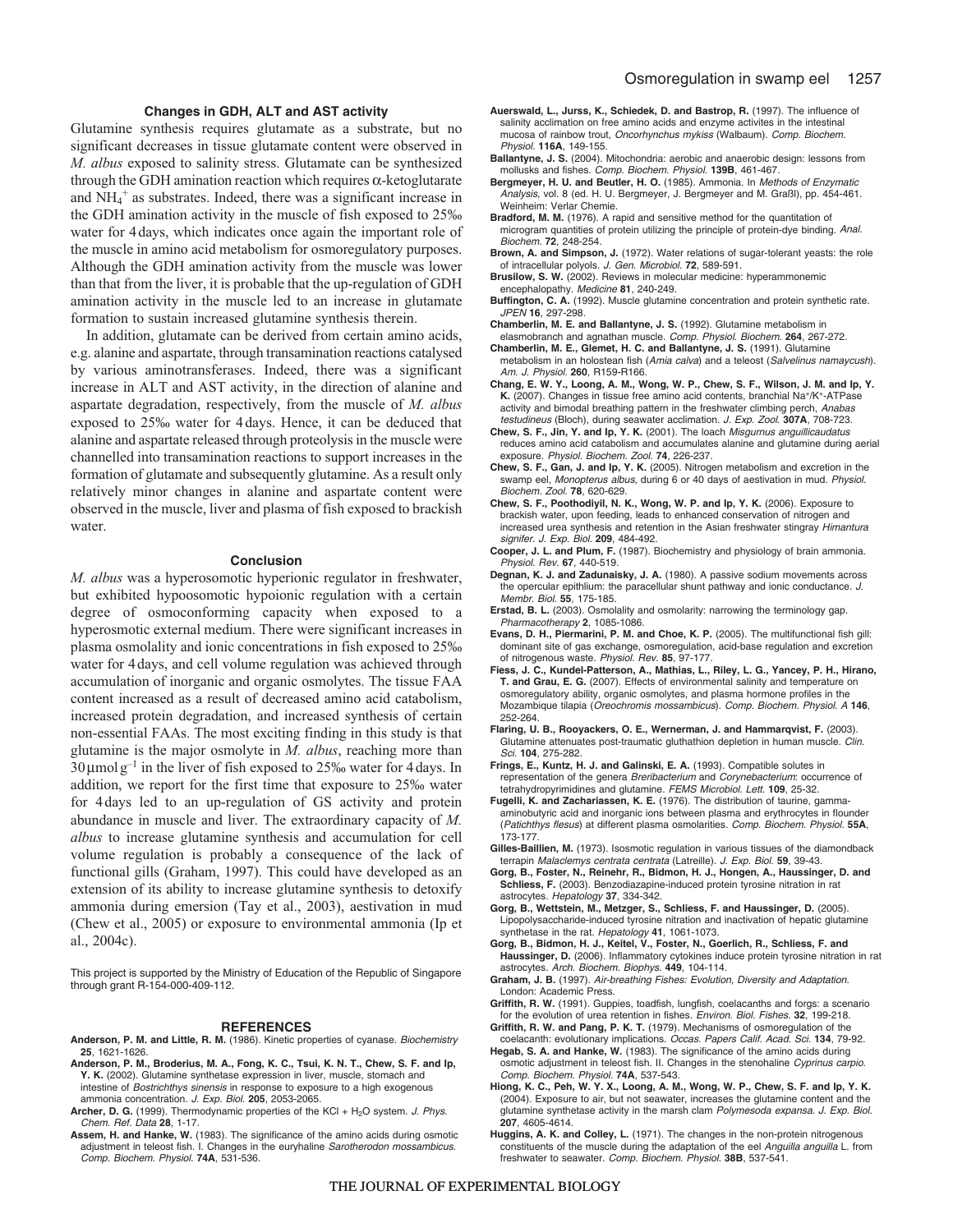### Changes in GDH, ALT and AST activity

Glutamine synthesis requires glutamate as a substrate, but no significant decreases in tissue glutamate content were observed in *M. albus* exposed to salinity stress. Glutamate can be synthesized through the GDH amination reaction which requires $\alpha$-ketoglutarate and $NH_4^+$ as substrates. Indeed, there was a significant increase in the GDH amination activity in the muscle of fish exposed to 25‰ water for 4 days, which indicates once again the important role of the muscle in amino acid metabolism for osmoregulatory purposes. Although the GDH amination activity from the muscle was lower than that from the liver, it is probable that the up-regulation of GDH amination activity in the muscle led to an increase in glutamate formation to sustain increased glutamine synthesis therein.

In addition, glutamate can be derived from certain amino acids, e.g. alanine and aspartate, through transamination reactions catalysed by various aminotransferases. Indeed, there was a significant increase in ALT and AST activity, in the direction of alanine and aspartate degradation, respectively, from the muscle of *M. albus* exposed to 25‰ water for 4 days. Hence, it can be deduced that alanine and aspartate released through proteolysis in the muscle were channelled into transamination reactions to support increases in the formation of glutamate and subsequently glutamine. As a result only relatively minor changes in alanine and aspartate content were observed in the muscle, liver and plasma of fish exposed to brackish water.

### Conclusion

*M. albus* was a hyperosomotic hyperionic regulator in freshwater, but exhibited hypoosomotic hypoionic regulation with a certain degree of osmoconforming capacity when exposed to a hyperosmotic external medium. There were significant increases in plasma osmolality and ionic concentrations in fish exposed to 25‰ water for 4 days, and cell volume regulation was achieved through accumulation of inorganic and organic osmolytes. The tissue FAA content increased as a result of decreased amino acid catabolism, increased protein degradation, and increased synthesis of certain non-essential FAAs. The most exciting finding in this study is that glutamine is the major osmolyte in *M. albus*, reaching more than $30\,\mu mol\,g^{-1}$ in the liver of fish exposed to 25‰ water for 4 days. In addition, we report for the first time that exposure to 25‰ water for 4 days led to an up-regulation of GS activity and protein abundance in muscle and liver. The extraordinary capacity of *M. albus* to increase glutamine synthesis and accumulation for cell volume regulation is probably a consequence of the lack of functional gills (Graham, 1997). This could have developed as an extension of its ability to increase glutamine synthesis to detoxify ammonia during emersion (Tay et al., 2003), aestivation in mud (Chew et al., 2005) or exposure to environmental ammonia (Ip et al., 2004c).

This project is supported by the Ministry of Education of the Republic of Singapore through grant R-154-000-409-112.

### REFERENCES

**Anderson, P. M. and Little, R. M.** (1986). Kinetic properties of cyanase. *Biochemistry* **25**, 1621-1626.

**Anderson, P. M., Broderius, M. A., Fong, K. C., Tsui, K. N. T., Chew, S. F. and Ip, Y. K.** (2002). Glutamine synthetase expression in liver, muscle, stomach and intestine of *Bostrichthys sinensis* in response to exposure to a high exogenous ammonia concentration. *J. Exp. Biol.* **205**, 2053-2065.

**Archer, D. G.** (1999). Thermodynamic properties of the KCl + $H_2O$ system. *J. Phys. Chem. Ref. Data* **28**, 1-17.

**Assem, H. and Hanke, W.** (1983). The significance of the amino acids during osmotic adjustment in teleost fish. I. Changes in the euryhaline *Sarotherodon mossambicus*. *Comp. Biochem. Physiol.* **74A**, 531-536.

**Auerswald, L., Jurss, K., Schiedek, D. and Bastrop, R.** (1997). The influence of salinity acclimation on free amino acids and enzyme activites in the intestinal mucosa of rainbow trout, *Oncorhynchus mykiss* (Walbaum). *Comp. Biochem. Physiol.* **116A**, 149-155.

**Ballantyne, J. S.** (2004). Mitochondria: aerobic and anaerobic design: lessons from mollusks and fishes. *Comp. Biochem. Physiol.* **139B**, 461-467.

**Bergmeyer, H. U. and Beutler, H. O.** (1985). Ammonia. In *Methods of Enzymatic Analysis*, vol. 8 (ed. H. U. Bergmeyer, J. Bergmeyer and M. Graßl), pp. 454-461. Weinheim: Verlar Chemie.

**Bradford, M. M.** (1976). A rapid and sensitive method for the quantitation of microgram quantities of protein utilizing the principle of protein-dye binding. *Anal. Biochem.* **72**, 248-254.

**Brown, A. and Simpson, J.** (1972). Water relations of sugar-tolerant yeasts: the role of intracellular polyols. *J. Gen. Microbiol.* **72**, 589-591.

**Brusilow, S. W.** (2002). Reviews in molecular medicine: hyperammonemic encephalopathy. *Medicine* **81**, 240-249.

**Buffington, C. A.** (1992). Muscle glutamine concentration and protein synthetic rate. *JPEN* **16**, 297-298.

**Chamberlin, M. E. and Ballantyne, J. S.** (1992). Glutamine metabolism in elasmobranch and agnathan muscle. *Comp. Physiol. Biochem.* **264**, 267-272.

**Chamberlin, M. E., Glemet, H. C. and Ballantyne, J. S.** (1991). Glutamine metabolism in an holostean fish (*Amia calva*) and a teleost (*Salvelinus namaycush*). *Am. J. Physiol.* **260**, R159-R166.

**Chang, E. W. Y., Loong, A. M., Wong, W. P., Chew, S. F., Wilson, J. M. and Ip, Y. K.** (2007). Changes in tissue free amino acid contents, branchial Na$^+$/K$^+$-ATPase activity and bimodal breathing pattern in the freshwater climbing perch, *Anabas testudineus* (Bloch), during seawater acclimation. *J. Exp. Zool.* **307A**, 708-723.

**Chew, S. F., Jin, Y. and Ip, Y. K.** (2001). The loach *Misgurnus anguillicaudatus* reduces amino acid catabolism and accumulates alanine and glutamine during aerial exposure. *Physiol. Biochem. Zool.* **74**, 226-237.

**Chew, S. F., Gan, J. and Ip, Y. K.** (2005). Nitrogen metabolism and excretion in the swamp eel, *Monopterus albus*, during 6 or 40 days of aestivation in mud. *Physiol. Biochem. Zool.* **78**, 620-629.

**Chew, S. F., Poothodiyil, N. K., Wong, W. P. and Ip, Y. K.** (2006). Exposure to brackish water, upon feeding, leads to enhanced conservation of nitrogen and increased urea synthesis and retention in the Asian freshwater stingray *Himantura signifer*. *J. Exp. Biol.* **209**, 484-492.

**Cooper, J. L. and Plum, F.** (1987). Biochemistry and physiology of brain ammonia. *Physiol. Rev.* **67**, 440-519.

**Degnan, K. J. and Zadunaisky, J. A.** (1980). A passive sodium movements across the opercular epithelium: the paracellular shunt pathway and ionic conductance. *J. Membr. Biol.* **55**, 175-185.

**Erstad, B. L.** (2003). Osmolality and osmolarity: narrowing the terminology gap. *Pharmacotherapy* **2**, 1085-1086.

**Evans, D. H., Piermarini, P. M. and Choe, K. P.** (2005). The multifunctional fish gill: dominant site of gas exchange, osmoregulation, acid-base regulation and excretion of nitrogenous waste. *Physiol. Rev.* **85**, 97-177.

**Fiess, J. C., Kundel-Patterson, A., Mathias, L., Riley, L. G., Yancey, P. H., Hirano, T. and Grau, E. G.** (2007). Effects of environmental salinity and temperature on osmoregulatory ability, organic osmolytes, and plasma hormone profiles in the Mozambique tilapia (*Oreochromis mossambicus*). *Comp. Biochem. Physiol. A* **146**, 252-264.

**Flaring, U. B., Rooyackers, O. E., Wernerman, J. and Hammarqvist, F.** (2003). Glutamine attenuates post-traumatic gluthathion depletion in human muscle. *Clin. Sci.* **104**, 275-282.

**Frings, E., Kuntz, H. J. and Galinski, E. A.** (1993). Compatible solutes in representation of the genera *Breribacterium* and *Corynebacterium*: occurrence of tetrahydropyrimidines and glutamine. *FEMS Microbiol. Lett.* **109**, 25-32.

**Fugelli, K. and Zachariassen, K. E.** (1976). The distribution of taurine, gamma-aminobutyric acid and inorganic ions between plasma and erythrocytes in flounder (*Patichthys flesus*) at different plasma osmolarities. *Comp. Biochem. Physiol.* **55A**, 173-177.

**Gilles-Baillien, M.** (1973). Isosmotic regulation in various tissues of the diamondback terrapin *Malaclemys centrata centrata* (Latreille). *J. Exp. Biol.* **59**, 39-43.

**Gorg, B., Foster, N., Reinehr, R., Bidmon, H. J., Hongen, A., Haussinger, D. and Schliess, F.** (2003). Benzodiazapine-induced protein tyrosine nitration in rat astrocytes. *Hepatology* **37**, 334-342.

**Gorg, B., Wettstein, M., Metzger, S., Schliess, F. and Haussinger, D.** (2005). Lipopolysaccharide-induced tyrosine nitration and inactivation of hepatic glutamine synthetase in the rat. *Hepatology* **41**, 1061-1073.

**Gorg, B., Bidmon, H. J., Keitel, V., Foster, N., Goerlich, R., Schliess, F. and Haussinger, D.** (2006). Inflammatory cytokines induce protein tyrosine nitration in rat astrocytes. *Arch. Biochem. Biophys.* **449**, 104-114.

**Graham, J. B.** (1997). *Air-breathing Fishes: Evolution, Diversity and Adaptation*. London: Academic Press.

**Griffith, R. W.** (1991). Guppies, toadfish, lungfish, coelacanths and forgs: a scenario for the evolution of urea retention in fishes. *Environ. Biol. Fishes.* **32**, 199-218.

**Griffith, R. W. and Pang, P. K. T.** (1979). Mechanisms of osmoregulation of the coelacanth: evolutionary implications. *Occas. Papers Calif. Acad. Sci.* **134**, 79-92.

**Hegab, S. A. and Hanke, W.** (1983). The significance of the amino acids during osmotic adjustment in teleost fish. II. Changes in the stenohaline *Cyprinus carpio*. *Comp. Biochem. Physiol.* **74A**, 537-543.

**Hiong, K. C., Peh, W. Y. X., Loong, A. M., Wong, W. P., Chew, S. F. and Ip, Y. K.** (2004). Exposure to air, but not seawater, increases the glutamine content and the glutamine synthetase activity in the marsh clam *Polymesoda expansa*. *J. Exp. Biol.* **207**, 4605-4614.

**Huggins, A. K. and Colley, L.** (1971). The changes in the non-protein nitrogenous constituents of the muscle during the adaptation of the eel *Anguilla anguilla* L. from freshwater to seawater. *Comp. Biochem. Physiol.* **38B**, 537-541.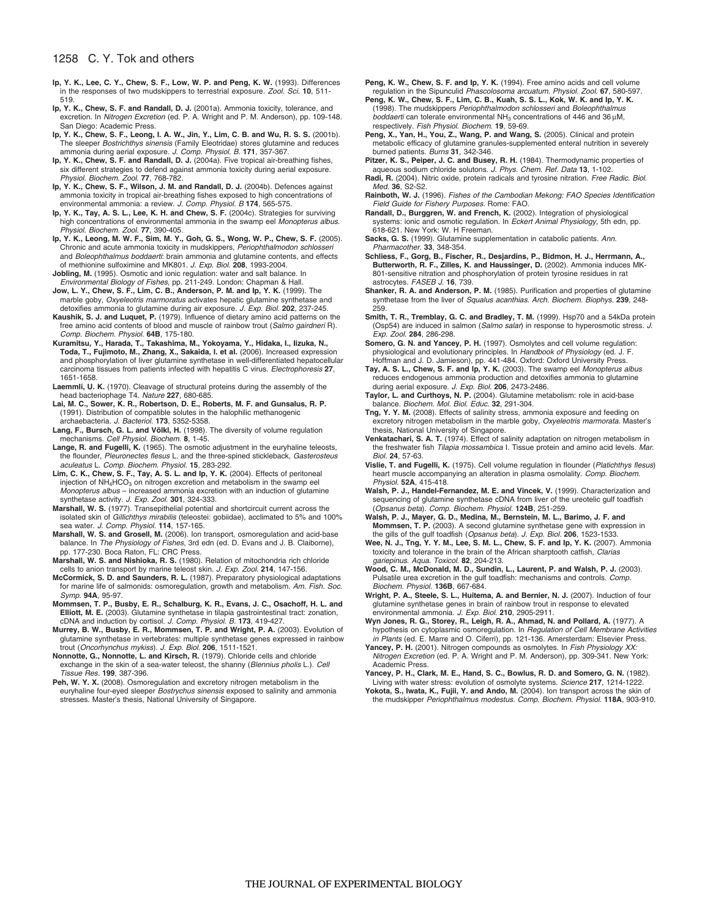**Ip, Y. K., Lee, C. Y., Chew, S. F., Low, W. P. and Peng, K. W.** (1993). Differences in the responses of two mudskippers to terrestrial exposure. *Zool. Sci.* **10**, 511-519.

**Ip, Y. K., Chew, S. F. and Randall, D. J.** (2001a). Ammonia toxicity, tolerance, and excretion. In *Nitrogen Excretion* (ed. P. A. Wright and P. M. Anderson), pp. 109-148. San Diego: Academic Press.

**Ip, Y. K., Chew, S. F., Leong, I. A. W., Jin, Y., Lim, C. B. and Wu, R. S. S.** (2001b). The sleeper *Bostrichthys sinensis* (Family Eleotridae) stores glutamine and reduces ammonia during aerial exposure. *J. Comp. Physiol. B.* **171**, 357-367.

**Ip, Y. K., Chew, S. F. and Randall, D. J.** (2004a). Five tropical air-breathing fishes, six different strategies to defend against ammonia toxicity during aerial exposure. *Physiol. Biochem. Zool.* **77**, 768-782.

**Ip, Y. K., Chew, S. F., Wilson, J. M. and Randall, D. J.** (2004b). Defences against ammonia toxicity in tropical air-breathing fishes exposed to high concentrations of environmental ammonia: a review. *J. Comp. Physiol. B* **174**, 565-575.

**Ip, Y. K., Tay, A. S. L., Lee, K. H. and Chew, S. F.** (2004c). Strategies for surviving high concentrations of environmental ammonia in the swamp eel *Monopterus albus*. *Physiol. Biochem. Zool.* **77**, 390-405.

**Ip, Y. K., Leong, M. W. F., Sim, M. Y., Goh, G. S., Wong, W. P., Chew, S. F.** (2005). Chronic and acute ammonia toxicity in mudskippers, *Periophthalmodon schlosseri* and *Boleophthalmus boddarti*: brain ammonia and glutamine contents, and effects of methionine sulfoximine and MK801. *J. Exp. Biol.* **208**, 1993-2004.

**Jobling, M.** (1995). Osmotic and ionic regulation: water and salt balance. In *Environmental Biology of Fishes*, pp. 211-249. London: Chapman & Hall.

**Jow, L. Y., Chew, S. F., Lim, C. B., Anderson, P. M. and Ip, Y. K.** (1999). The marble goby, *Oxyeleotris marmoratus* activates hepatic glutamine synthetase and detoxifies ammonia to glutamine during air exposure. *J. Exp. Biol.* **202**, 237-245.

**Kaushik, S. J. and Luquet, P.** (1979). Influence of dietary amino acid patterns on the free amino acid contents of blood and muscle of rainbow trout (*Salmo gairdneri* R). *Comp. Biochem. Physiol.* **64B**, 175-180.

**Kuramitsu, Y., Harada, T., Takashima, M., Yokoyama, Y., Hidaka, I., Iizuka, N., Toda, T., Fujimoto, M., Zhang, X., Sakaida, I. et al.** (2006). Increased expression and phosphorylation of liver glutamine synthetase in well-differentiated hepatocellular carcinoma tissues from patients infected with hepatitis C virus. *Electrophoresis* **27**, 1651-1658.

**Laemmli, U. K.** (1970). Cleavage of structural proteins during the assembly of the head bacteriophage T4. *Nature* **227**, 680-685.

**Lai, M. C., Sower, K. R., Robertson, D. E., Roberts, M. F. and Gunsalus, R. P.** (1991). Distribution of compatible solutes in the halophilic methanogenic archaebacteria. *J. Bacteriol.* **173**, 5352-5358.

**Lang, F., Bursch, G. L. and Völkl, H.** (1998). The diversity of volume regulation mechanisms. *Cell Physiol. Biochem.* **8**, 1-45.

**Lange, R. and Fugelli, K.** (1965). The osmotic adjustment in the euryhaline teleosts, the flounder, *Pleuronectes flesus* L. and the three-spined stickleback, *Gasterosteus aculeatus* L. *Comp. Biochem. Physiol.* **15**, 283-292.

**Lim, C. K., Chew, S. F., Tay, A. S. L. and Ip, Y. K.** (2004). Effects of peritoneal injection of $NH_4HCO_3$ on nitrogen excretion and metabolism in the swamp eel *Monopterus albus* – increased ammonia excretion with an induction of glutamine synthetase activity. *J. Exp. Zool.* **301**, 324-333.

**Marshall, W. S.** (1977). Transepithelial potential and shortcircuit current across the isolated skin of *Gillichthys mirabilis* (teleostei: gobiidae), acclimated to 5% and 100% sea water. *J. Comp. Physiol.* **114**, 157-165.

**Marshall, W. S. and Grosell, M.** (2006). Ion transport, osmoregulation and acid-base balance. In *The Physiology of Fishes*, 3rd edn (ed. D. Evans and J. B. Claiborne), pp. 177-230. Boca Raton, FL: CRC Press.

**Marshall, W. S. and Nishioka, R. S.** (1980). Relation of mitochondria rich chloride cells to anion transport by marine teleost skin. *J. Exp. Zool.* **214**, 147-156.

**McCormick, S. D. and Saunders, R. L.** (1987). Preparatory physiological adaptations for marine life of salmonids: osmoregulation, growth and metabolism. *Am. Fish. Soc. Symp.* **94A**, 95-97.

**Mommsen, T. P., Busby, E. R., Schalburg, K. R., Evans, J. C., Osachoff, H. L. and Elliott, M. E.** (2003). Glutamine synthetase in tilapia gastrointestinal tract: zonation, cDNA and induction by cortisol. *J. Comp. Physiol. B.* **173**, 419-427.

**Murrey, B. W., Busby, E. R., Mommsen, T. P. and Wright, P. A.** (2003). Evolution of glutamine synthetase in vertebrates: multiple synthetase genes expressed in rainbow trout (*Oncorhynchus mykiss*). *J. Exp. Biol.* **206**, 1511-1521.

**Nonnotte, G., Nonnotte, L. and Kirsch, R.** (1979). Chloride cells and chloride exchange in the skin of a sea-water teleost, the shanny (*Blennius pholis* L.). *Cell Tissue Res.* **199**, 387-396.

**Peh, W. Y. X.** (2008). Osmoregulation and excretory nitrogen metabolism in the euryhaline four-eyed sleeper *Bostrychus sinensis* exposed to salinity and ammonia stresses. Master's thesis, National University of Singapore.

**Peng, K. W., Chew, S. F. and Ip, Y. K.** (1994). Free amino acids and cell volume regulation in the Sipunculid *Phascolosoma arcuatum*. *Physiol. Zool.* **67**, 580-597.

**Peng, K. W., Chew, S. F., Lim, C. B., Kuah, S. S. L., Kok, W. K. and Ip, Y. K.** (1998). The mudskippers *Periophthalmodon schlosseri* and *Boleophthalmus boddaerti* can tolerate environmental $NH_3$ concentrations of 446 and 36 μM, respectively. *Fish Physiol. Biochem.* **19**, 59-69.

**Peng, X., Yan, H., You, Z., Wang, P. and Wang, S.** (2005). Clinical and protein metabolic efficacy of glutamine granules-supplemented enteral nutrition in severely burned patients. *Burns* **31**, 342-346.

**Pitzer, K. S., Peiper, J. C. and Busey, R. H.** (1984). Thermodynamic properties of aqueous sodium chloride solutons. *J. Phys. Chem. Ref. Data* **13**, 1-102.

**Radi, R.** (2004). Nitric oxide, protein radicals and tyrosine nitration. *Free Radic. Biol. Med.* **36**, S2-S2.

**Rainboth, W. J.** (1996). *Fishes of the Cambodian Mekong: FAO Species Identification Field Guide for Fishery Purposes*. Rome: FAO.

**Randall, D., Burggren, W. and French, K.** (2002). Integration of physiological systems: ionic and osmotic regulation. In *Eckert Animal Physiology*, 5th edn, pp. 618-621. New York: W. H Freeman.

**Sacks, G. S.** (1999). Glutamine supplementation in catabolic patients. *Ann. Pharmacother.* **33**, 348-354.

**Schliess, F., Gorg, B., Fischer, R., Desjardins, P., Bidmon, H. J., Herrmann, A., Butterworth, R. F., Zilles, K. and Haussinger, D.** (2002). Ammonia induces MK-801-sensitive nitration and phosphorylation of protein tyrosine residues in rat astrocytes. *FASEB J.* **16**, 739.

**Shanker, R. A. and Anderson, P. M.** (1985). Purification and properties of glutamine synthetase from the liver of *Squalus acanthias*. *Arch. Biochem. Biophys.* **239**, 248-259.

**Smith, T. R., Tremblay, G. C. and Bradley, T. M.** (1999). Hsp70 and a 54kDa protein (Osp54) are induced in salmon (*Salmo salar*) in response to hyperosmotic stress. *J. Exp. Zool.* **284**, 286-298.

**Somero, G. N. and Yancey, P. H.** (1997). Osmolytes and cell volume regulation: physiological and evolutionary principles. In *Handbook of Physiology* (ed. J. F. Hoffman and J. D. Jamieson), pp. 441-484. Oxford: Oxford University Press.

**Tay, A. S. L., Chew, S. F. and Ip, Y. K.** (2003). The swamp eel *Monopterus albus* reduces endogenous ammonia production and detoxifies ammonia to glutamine during aerial exposure. *J. Exp. Biol.* **206**, 2473-2486.

**Taylor, L. and Curthoys, N. P.** (2004). Glutamine metabolism: role in acid-base balance. *Biochem. Mol. Biol. Educ.* **32**, 291-304.

**Tng, Y. Y. M.** (2008). Effects of salinity stress, ammonia exposure and feeding on excretory nitrogen metabolism in the marble goby, *Oxyeleotris marmorata*. Master's thesis, National University of Singapore.

**Venkatachari, S. A. T.** (1974). Effect of salinity adaptation on nitrogen metabolism in the freshwater fish *Tilapia mossambica* I. Tissue protein and amino acid levels. *Mar. Biol.* **24**, 57-63.

**Vislie, T. and Fugelli, K.** (1975). Cell volume regulation in flounder (*Platichthys flesus*) heart muscle accompanying an alteration in plasma osmolality. *Comp. Biochem. Physiol.* **52A**, 415-418.

**Walsh, P. J., Handel-Fernandez, M. E. and Vincek, V.** (1999). Characterization and sequencing of glutamine synthetase cDNA from liver of the ureotelic gulf toadfish (*Opsanus beta*). *Comp. Biochem. Physiol.* **124B**, 251-259.

**Walsh, P. J., Mayer, G. D., Medina, M., Bernstein, M. L., Barimo, J. F. and Mommsen, T. P.** (2003). A second glutamine synthetase gene with expression in the gills of the gulf toadfish (*Opsanus beta*). *J. Exp. Biol.* **206**, 1523-1533.

**Wee, N. J., Tng, Y. Y. M., Lee, S. M. L., Chew, S. F. and Ip, Y. K.** (2007). Ammonia toxicity and tolerance in the brain of the African sharptooth catfish, *Clarias gariepinus*. *Aqua. Toxicol.* **82**, 204-213.

**Wood, C. M., McDonald, M. D., Sundin, L., Laurent, P. and Walsh, P. J.** (2003). Pulsatile urea excretion in the gulf toadfish: mechanisms and controls. *Comp. Biochem. Physiol.* **136B**, 667-684.

**Wright, P. A., Steele, S. L., Huitema, A. and Bernier, N. J.** (2007). Induction of four glutamine synthetase genes in brain of rainbow trout in response to elevated environmental ammonia. *J. Exp. Biol.* **210**, 2905-2911.

**Wyn Jones, R. G., Storey, R., Leigh, R. A., Ahmad, N. and Pollard, A.** (1977). A hypothesis on cytoplasmic osmoregulation. In *Regulation of Cell Membrane Activities in Plants* (ed. E. Marre and O. Ciferri), pp. 121-136. Amersterdam: Elsevier Press.

**Yancey, P. H.** (2001). Nitrogen compounds as osmolytes. In *Fish Physiology XX: Nitrogen Excretion* (ed. P. A. Wright and P. M. Anderson), pp. 309-341. New York: Academic Press.

**Yancey, P. H., Clark, M. E., Hand, S. C., Bowlus, R. D. and Somero, G. N.** (1982). Living with water stress: evolution of osmolyte systems. *Science* **217**, 1214-1222.

**Yokota, S., Iwata, K., Fujii, Y. and Ando, M.** (2004). Ion transport across the skin of the mudskipper *Periophthalmus modestus*. *Comp. Biochem. Physiol.* **118A**, 903-910.